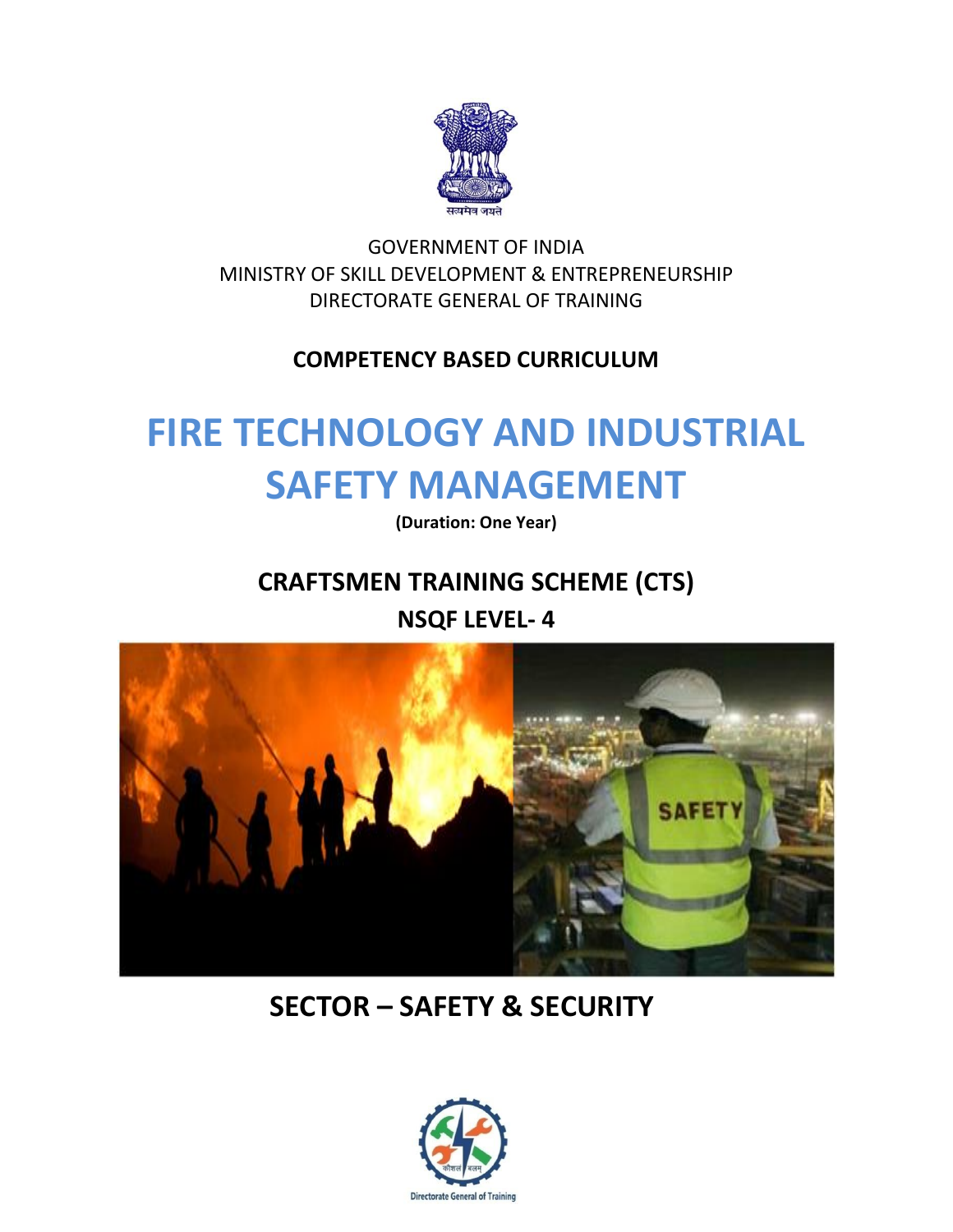सत्यमेव जयते

GOVERNMENT OF INDIA
MINISTRY OF SKILL DEVELOPMENT & ENTREPRENEURSHIP
DIRECTORATE GENERAL OF TRAINING

**COMPETENCY BASED CURRICULUM**

# FIRE TECHNOLOGY AND INDUSTRIAL SAFETY MANAGEMENT

**(Duration: One Year)**

## CRAFTSMEN TRAINING SCHEME (CTS)

## NSQF LEVEL- 4

## SECTOR – SAFETY & SECURITY

Directorate General of Training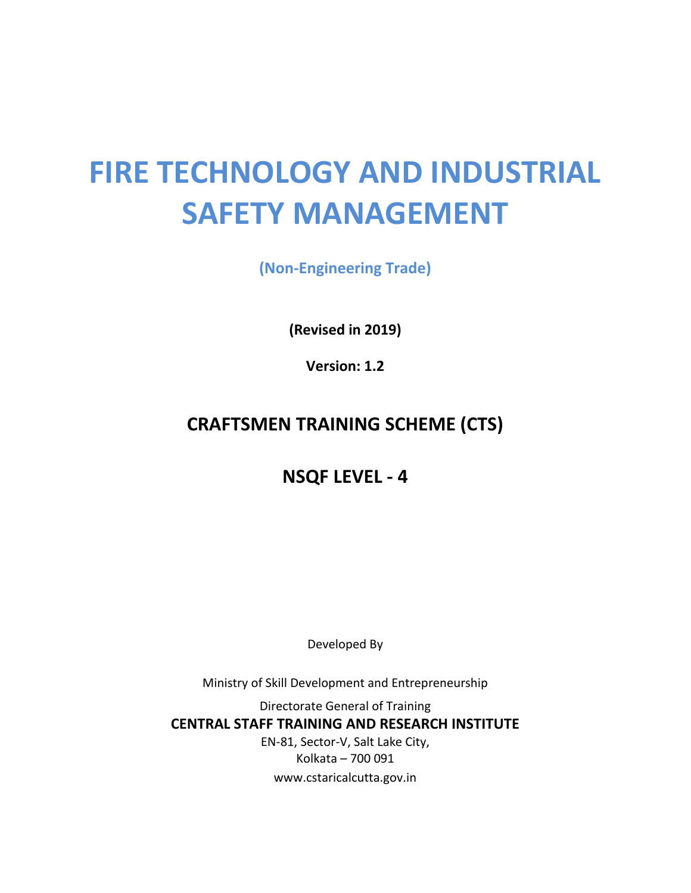# FIRE TECHNOLOGY AND INDUSTRIAL SAFETY MANAGEMENT

**(Non-Engineering Trade)**

**(Revised in 2019)**

**Version: 1.2**

## CRAFTSMEN TRAINING SCHEME (CTS)

## NSQF LEVEL - 4

Developed By

Ministry of Skill Development and Entrepreneurship

Directorate General of Training

**CENTRAL STAFF TRAINING AND RESEARCH INSTITUTE**

EN-81, Sector-V, Salt Lake City,
Kolkata – 700 091
www.cstaricalcutta.gov.in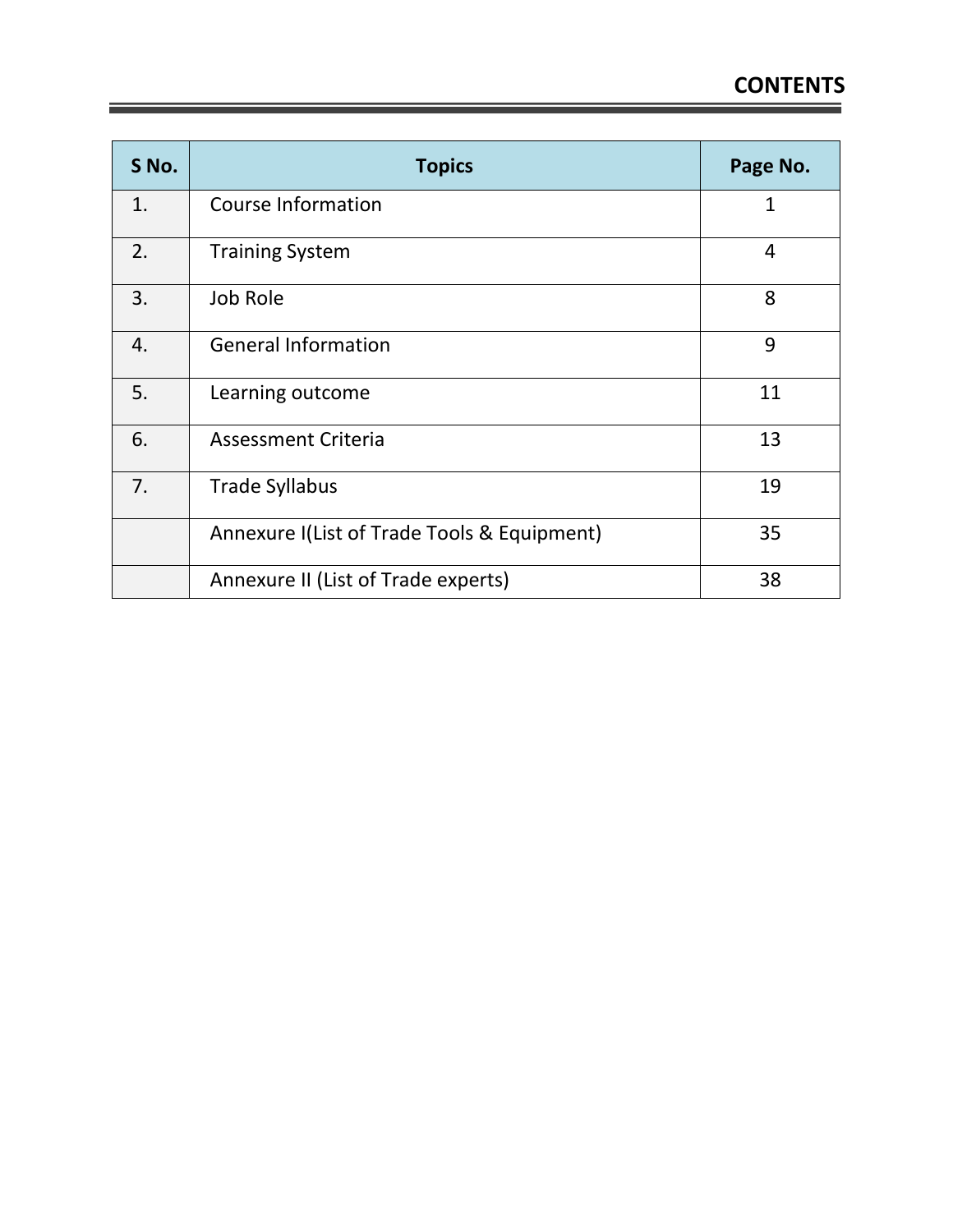# CONTENTS

| S No. | Topics | Page No. |
|---|---|---|
| 1. | Course Information | 1 |
| 2. | Training System | 4 |
| 3. | Job Role | 8 |
| 4. | General Information | 9 |
| 5. | Learning outcome | 11 |
| 6. | Assessment Criteria | 13 |
| 7. | Trade Syllabus | 19 |
| | Annexure I(List of Trade Tools & Equipment) | 35 |
| | Annexure II (List of Trade experts) | 38 |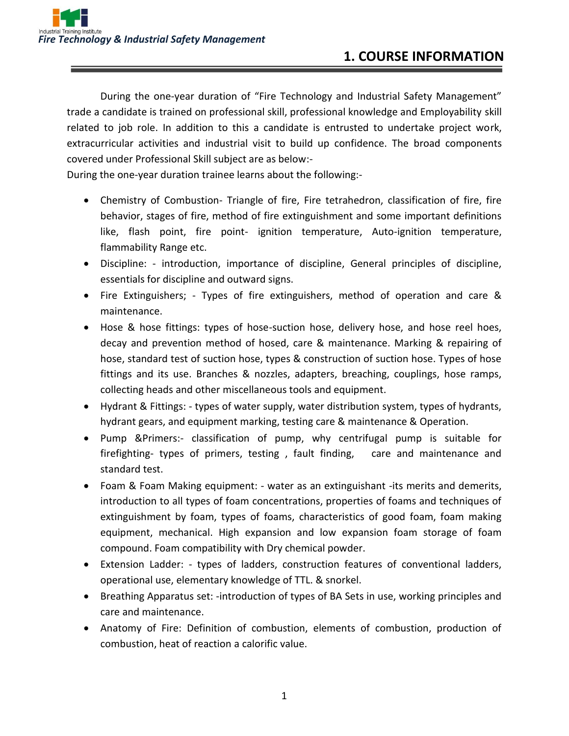# 1. COURSE INFORMATION

During the one-year duration of "Fire Technology and Industrial Safety Management" trade a candidate is trained on professional skill, professional knowledge and Employability skill related to job role. In addition to this a candidate is entrusted to undertake project work, extracurricular activities and industrial visit to build up confidence. The broad components covered under Professional Skill subject are as below:-

During the one-year duration trainee learns about the following:-

- Chemistry of Combustion- Triangle of fire, Fire tetrahedron, classification of fire, fire behavior, stages of fire, method of fire extinguishment and some important definitions like, flash point, fire point- ignition temperature, Auto-ignition temperature, flammability Range etc.
- Discipline: - introduction, importance of discipline, General principles of discipline, essentials for discipline and outward signs.
- Fire Extinguishers; - Types of fire extinguishers, method of operation and care & maintenance.
- Hose & hose fittings: types of hose-suction hose, delivery hose, and hose reel hoes, decay and prevention method of hosed, care & maintenance. Marking & repairing of hose, standard test of suction hose, types & construction of suction hose. Types of hose fittings and its use. Branches & nozzles, adapters, breaching, couplings, hose ramps, collecting heads and other miscellaneous tools and equipment.
- Hydrant & Fittings: - types of water supply, water distribution system, types of hydrants, hydrant gears, and equipment marking, testing care & maintenance & Operation.
- Pump &Primers:- classification of pump, why centrifugal pump is suitable for firefighting- types of primers, testing , fault finding, care and maintenance and standard test.
- Foam & Foam Making equipment: - water as an extinguishant -its merits and demerits, introduction to all types of foam concentrations, properties of foams and techniques of extinguishment by foam, types of foams, characteristics of good foam, foam making equipment, mechanical. High expansion and low expansion foam storage of foam compound. Foam compatibility with Dry chemical powder.
- Extension Ladder: - types of ladders, construction features of conventional ladders, operational use, elementary knowledge of TTL. & snorkel.
- Breathing Apparatus set: -introduction of types of BA Sets in use, working principles and care and maintenance.
- Anatomy of Fire: Definition of combustion, elements of combustion, production of combustion, heat of reaction a calorific value.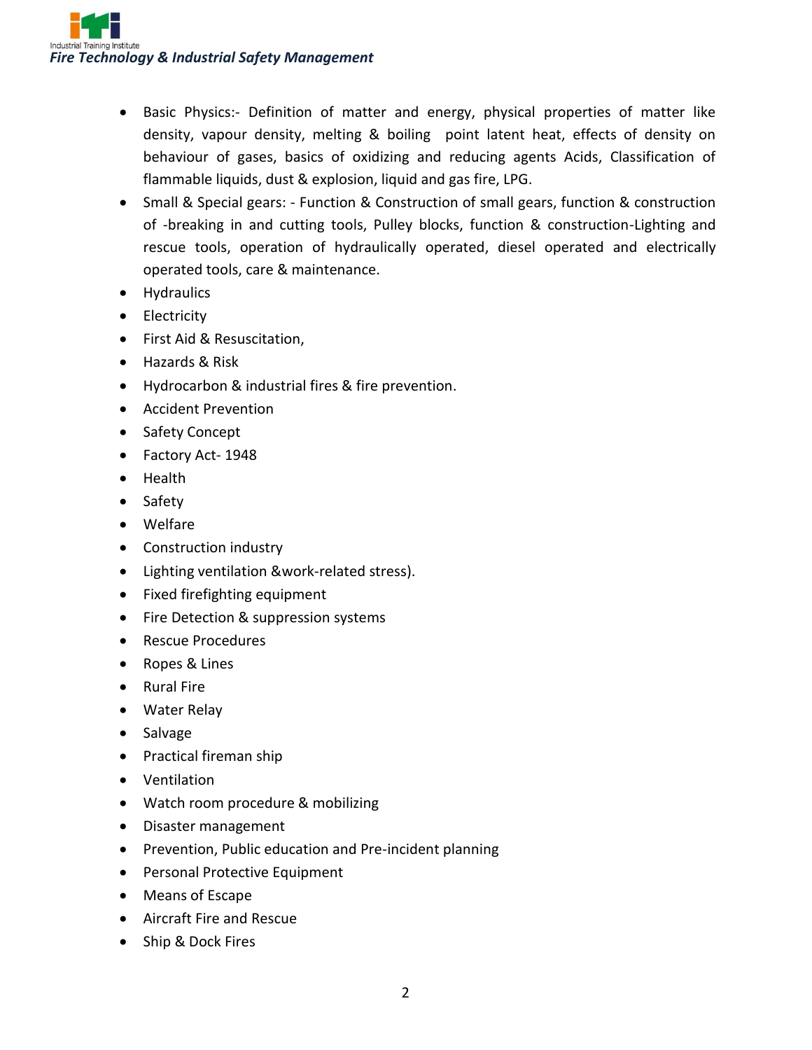- Basic Physics:- Definition of matter and energy, physical properties of matter like density, vapour density, melting & boiling point latent heat, effects of density on behaviour of gases, basics of oxidizing and reducing agents Acids, Classification of flammable liquids, dust & explosion, liquid and gas fire, LPG.
- Small & Special gears: - Function & Construction of small gears, function & construction of -breaking in and cutting tools, Pulley blocks, function & construction-Lighting and rescue tools, operation of hydraulically operated, diesel operated and electrically operated tools, care & maintenance.
- Hydraulics
- Electricity
- First Aid & Resuscitation,
- Hazards & Risk
- Hydrocarbon & industrial fires & fire prevention.
- Accident Prevention
- Safety Concept
- Factory Act- 1948
- Health
- Safety
- Welfare
- Construction industry
- Lighting ventilation &work-related stress).
- Fixed firefighting equipment
- Fire Detection & suppression systems
- Rescue Procedures
- Ropes & Lines
- Rural Fire
- Water Relay
- Salvage
- Practical fireman ship
- Ventilation
- Watch room procedure & mobilizing
- Disaster management
- Prevention, Public education and Pre-incident planning
- Personal Protective Equipment
- Means of Escape
- Aircraft Fire and Rescue
- Ship & Dock Fires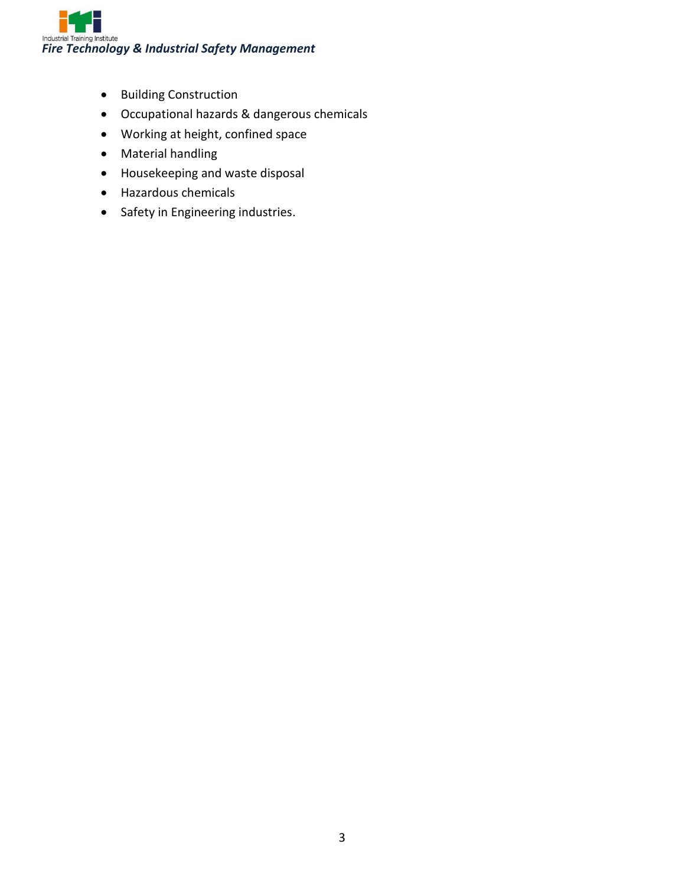- Building Construction
- Occupational hazards & dangerous chemicals
- Working at height, confined space
- Material handling
- Housekeeping and waste disposal
- Hazardous chemicals
- Safety in Engineering industries.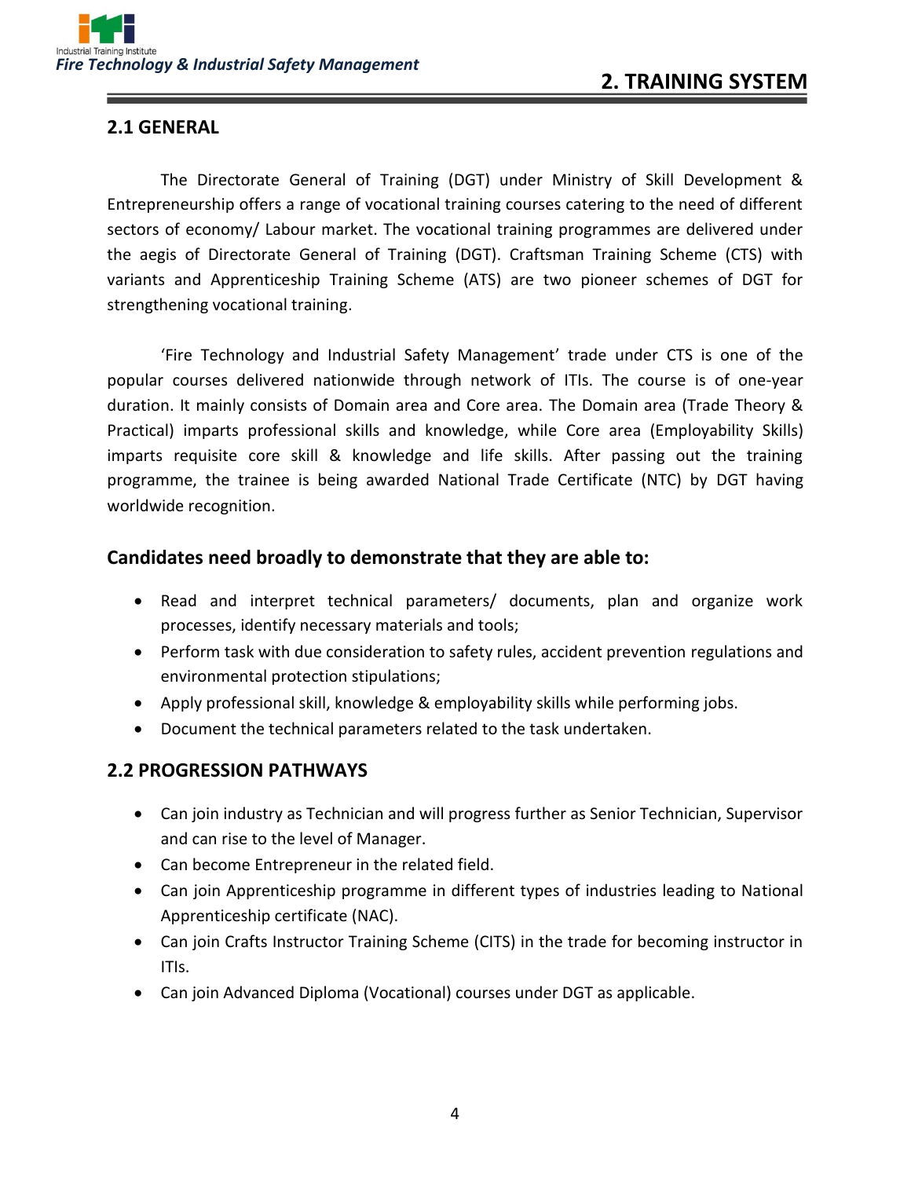# 2. TRAINING SYSTEM

## 2.1 GENERAL

The Directorate General of Training (DGT) under Ministry of Skill Development & Entrepreneurship offers a range of vocational training courses catering to the need of different sectors of economy/ Labour market. The vocational training programmes are delivered under the aegis of Directorate General of Training (DGT). Craftsman Training Scheme (CTS) with variants and Apprenticeship Training Scheme (ATS) are two pioneer schemes of DGT for strengthening vocational training.

'Fire Technology and Industrial Safety Management' trade under CTS is one of the popular courses delivered nationwide through network of ITIs. The course is of one-year duration. It mainly consists of Domain area and Core area. The Domain area (Trade Theory & Practical) imparts professional skills and knowledge, while Core area (Employability Skills) imparts requisite core skill & knowledge and life skills. After passing out the training programme, the trainee is being awarded National Trade Certificate (NTC) by DGT having worldwide recognition.

### Candidates need broadly to demonstrate that they are able to:

- Read and interpret technical parameters/ documents, plan and organize work processes, identify necessary materials and tools;
- Perform task with due consideration to safety rules, accident prevention regulations and environmental protection stipulations;
- Apply professional skill, knowledge & employability skills while performing jobs.
- Document the technical parameters related to the task undertaken.

## 2.2 PROGRESSION PATHWAYS

- Can join industry as Technician and will progress further as Senior Technician, Supervisor and can rise to the level of Manager.
- Can become Entrepreneur in the related field.
- Can join Apprenticeship programme in different types of industries leading to National Apprenticeship certificate (NAC).
- Can join Crafts Instructor Training Scheme (CITS) in the trade for becoming instructor in ITIs.
- Can join Advanced Diploma (Vocational) courses under DGT as applicable.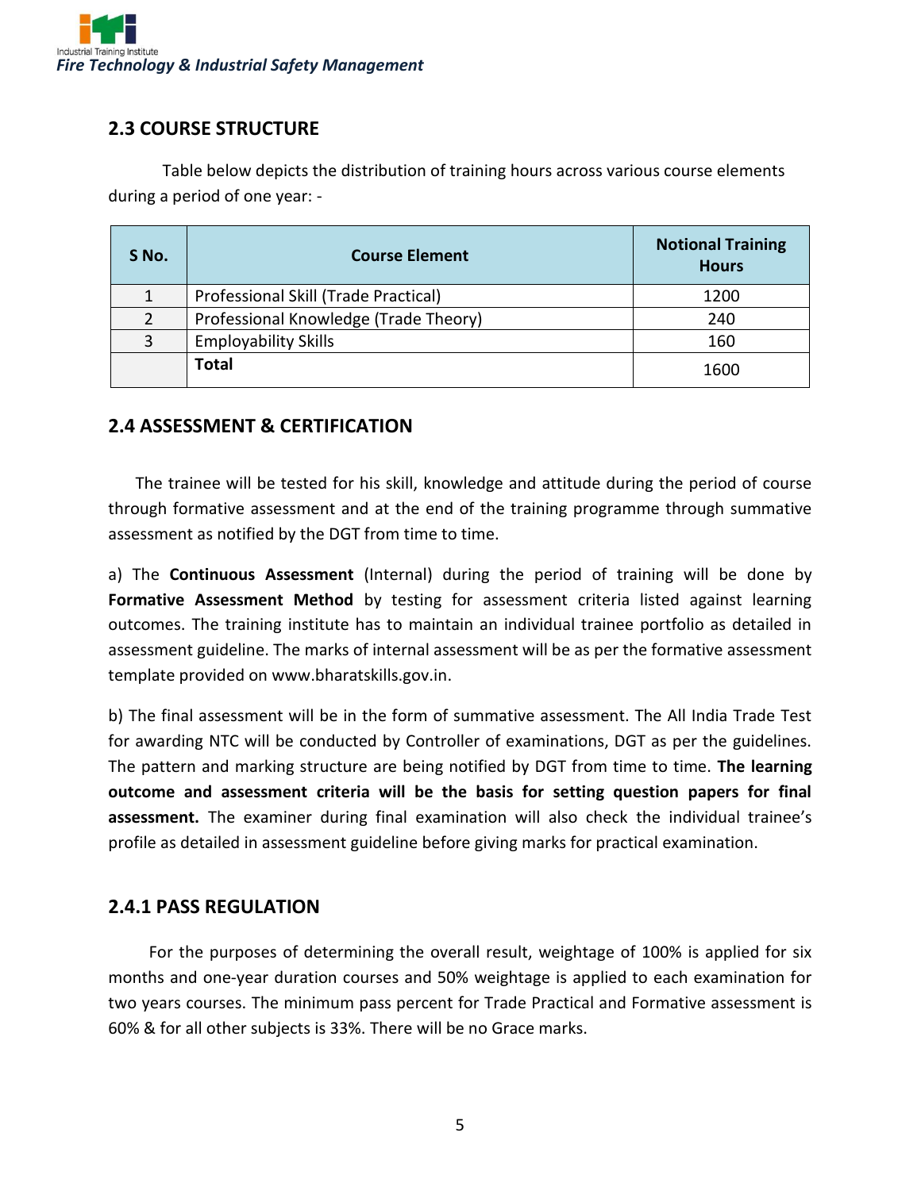## 2.3 COURSE STRUCTURE

Table below depicts the distribution of training hours across various course elements during a period of one year: -

| S No. | Course Element | Notional Training Hours |
|---|---|---|
| 1 | Professional Skill (Trade Practical) | 1200 |
| 2 | Professional Knowledge (Trade Theory) | 240 |
| 3 | Employability Skills | 160 |
| | **Total** | 1600 |

## 2.4 ASSESSMENT & CERTIFICATION

The trainee will be tested for his skill, knowledge and attitude during the period of course through formative assessment and at the end of the training programme through summative assessment as notified by the DGT from time to time.

a) The **Continuous Assessment** (Internal) during the period of training will be done by **Formative Assessment Method** by testing for assessment criteria listed against learning outcomes. The training institute has to maintain an individual trainee portfolio as detailed in assessment guideline. The marks of internal assessment will be as per the formative assessment template provided on www.bharatskills.gov.in.

b) The final assessment will be in the form of summative assessment. The All India Trade Test for awarding NTC will be conducted by Controller of examinations, DGT as per the guidelines. The pattern and marking structure are being notified by DGT from time to time. **The learning outcome and assessment criteria will be the basis for setting question papers for final assessment.** The examiner during final examination will also check the individual trainee's profile as detailed in assessment guideline before giving marks for practical examination.

### 2.4.1 PASS REGULATION

For the purposes of determining the overall result, weightage of 100% is applied for six months and one-year duration courses and 50% weightage is applied to each examination for two years courses. The minimum pass percent for Trade Practical and Formative assessment is 60% & for all other subjects is 33%. There will be no Grace marks.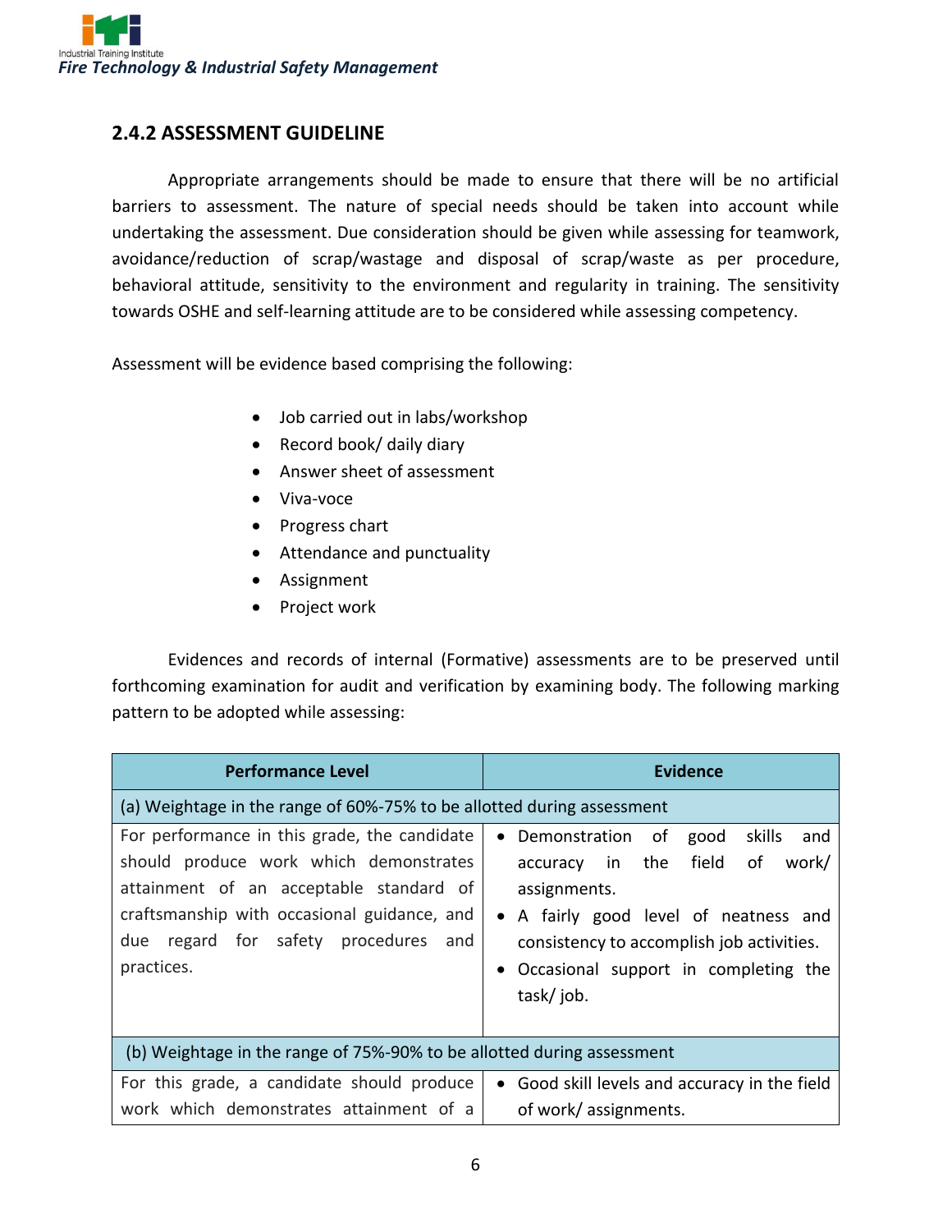### 2.4.2 ASSESSMENT GUIDELINE

Appropriate arrangements should be made to ensure that there will be no artificial barriers to assessment. The nature of special needs should be taken into account while undertaking the assessment. Due consideration should be given while assessing for teamwork, avoidance/reduction of scrap/wastage and disposal of scrap/waste as per procedure, behavioral attitude, sensitivity to the environment and regularity in training. The sensitivity towards OSHE and self-learning attitude are to be considered while assessing competency.

Assessment will be evidence based comprising the following:

- Job carried out in labs/workshop
- Record book/ daily diary
- Answer sheet of assessment
- Viva-voce
- Progress chart
- Attendance and punctuality
- Assignment
- Project work

Evidences and records of internal (Formative) assessments are to be preserved until forthcoming examination for audit and verification by examining body. The following marking pattern to be adopted while assessing:

| Performance Level | Evidence |
|---|---|
| (a) Weightage in the range of 60%-75% to be allotted during assessment | |
| For performance in this grade, the candidate should produce work which demonstrates attainment of an acceptable standard of craftsmanship with occasional guidance, and due regard for safety procedures and practices. | • Demonstration of good skills and accuracy in the field of work/ assignments.<br>• A fairly good level of neatness and consistency to accomplish job activities.<br>• Occasional support in completing the task/ job. |
| (b) Weightage in the range of 75%-90% to be allotted during assessment | |
| For this grade, a candidate should produce work which demonstrates attainment of a | • Good skill levels and accuracy in the field of work/ assignments. |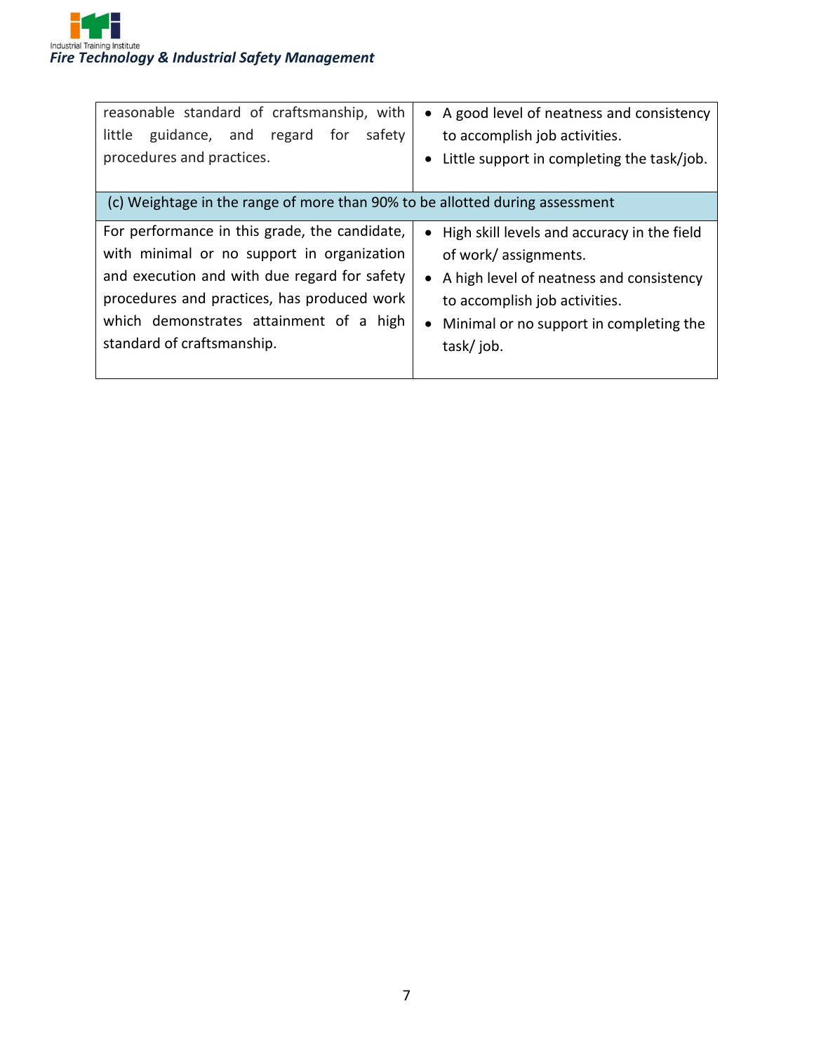| | |
|---|---|
| reasonable standard of craftsmanship, with little guidance, and regard for safety procedures and practices. | • A good level of neatness and consistency to accomplish job activities.<br>• Little support in completing the task/job. |
| (c) Weightage in the range of more than 90% to be allotted during assessment | |
| For performance in this grade, the candidate, with minimal or no support in organization and execution and with due regard for safety procedures and practices, has produced work which demonstrates attainment of a high standard of craftsmanship. | • High skill levels and accuracy in the field of work/ assignments.<br>• A high level of neatness and consistency to accomplish job activities.<br>• Minimal or no support in completing the task/ job. |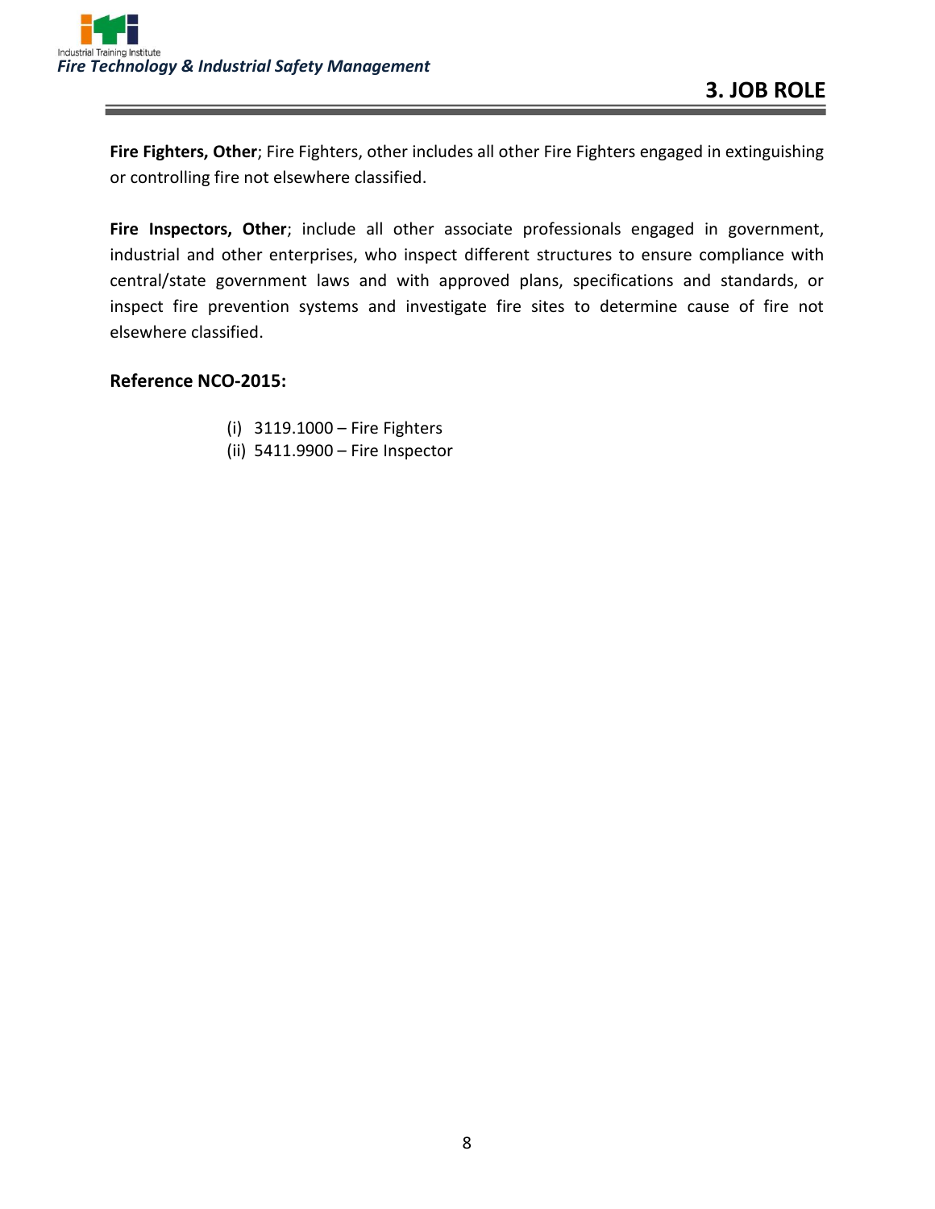# 3. JOB ROLE

**Fire Fighters, Other**; Fire Fighters, other includes all other Fire Fighters engaged in extinguishing or controlling fire not elsewhere classified.

**Fire Inspectors, Other**; include all other associate professionals engaged in government, industrial and other enterprises, who inspect different structures to ensure compliance with central/state government laws and with approved plans, specifications and standards, or inspect fire prevention systems and investigate fire sites to determine cause of fire not elsewhere classified.

**Reference NCO-2015:**

(i) 3119.1000 – Fire Fighters
(ii) 5411.9900 – Fire Inspector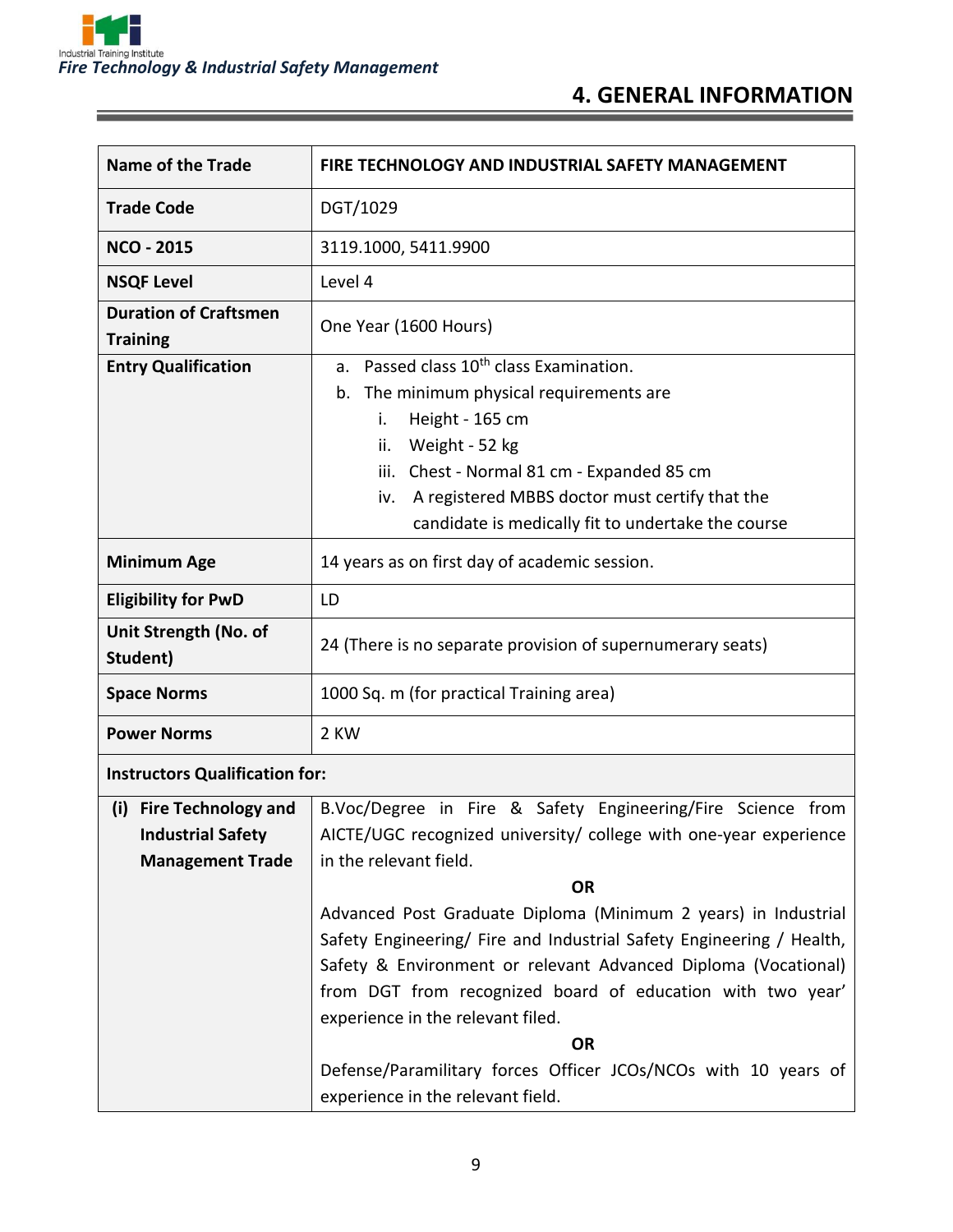# 4. GENERAL INFORMATION

| Name of the Trade | FIRE TECHNOLOGY AND INDUSTRIAL SAFETY MANAGEMENT |
|---|---|
| Trade Code | DGT/1029 |
| NCO - 2015 | 3119.1000, 5411.9900 |
| NSQF Level | Level 4 |
| Duration of Craftsmen Training | One Year (1600 Hours) |
| Entry Qualification | a. Passed class 10th class Examination.<br>b. The minimum physical requirements are<br>i. Height - 165 cm<br>ii. Weight - 52 kg<br>iii. Chest - Normal 81 cm - Expanded 85 cm<br>iv. A registered MBBS doctor must certify that the candidate is medically fit to undertake the course |
| Minimum Age | 14 years as on first day of academic session. |
| Eligibility for PwD | LD |
| Unit Strength (No. of Student) | 24 (There is no separate provision of supernumerary seats) |
| Space Norms | 1000 Sq. m (for practical Training area) |
| Power Norms | 2 KW |
| **Instructors Qualification for:** | |
| (i) Fire Technology and Industrial Safety Management Trade | B.Voc/Degree in Fire & Safety Engineering/Fire Science from AICTE/UGC recognized university/ college with one-year experience in the relevant field.<br>**OR**<br>Advanced Post Graduate Diploma (Minimum 2 years) in Industrial Safety Engineering/ Fire and Industrial Safety Engineering / Health, Safety & Environment or relevant Advanced Diploma (Vocational) from DGT from recognized board of education with two year' experience in the relevant filed.<br>**OR**<br>Defense/Paramilitary forces Officer JCOs/NCOs with 10 years of experience in the relevant field. |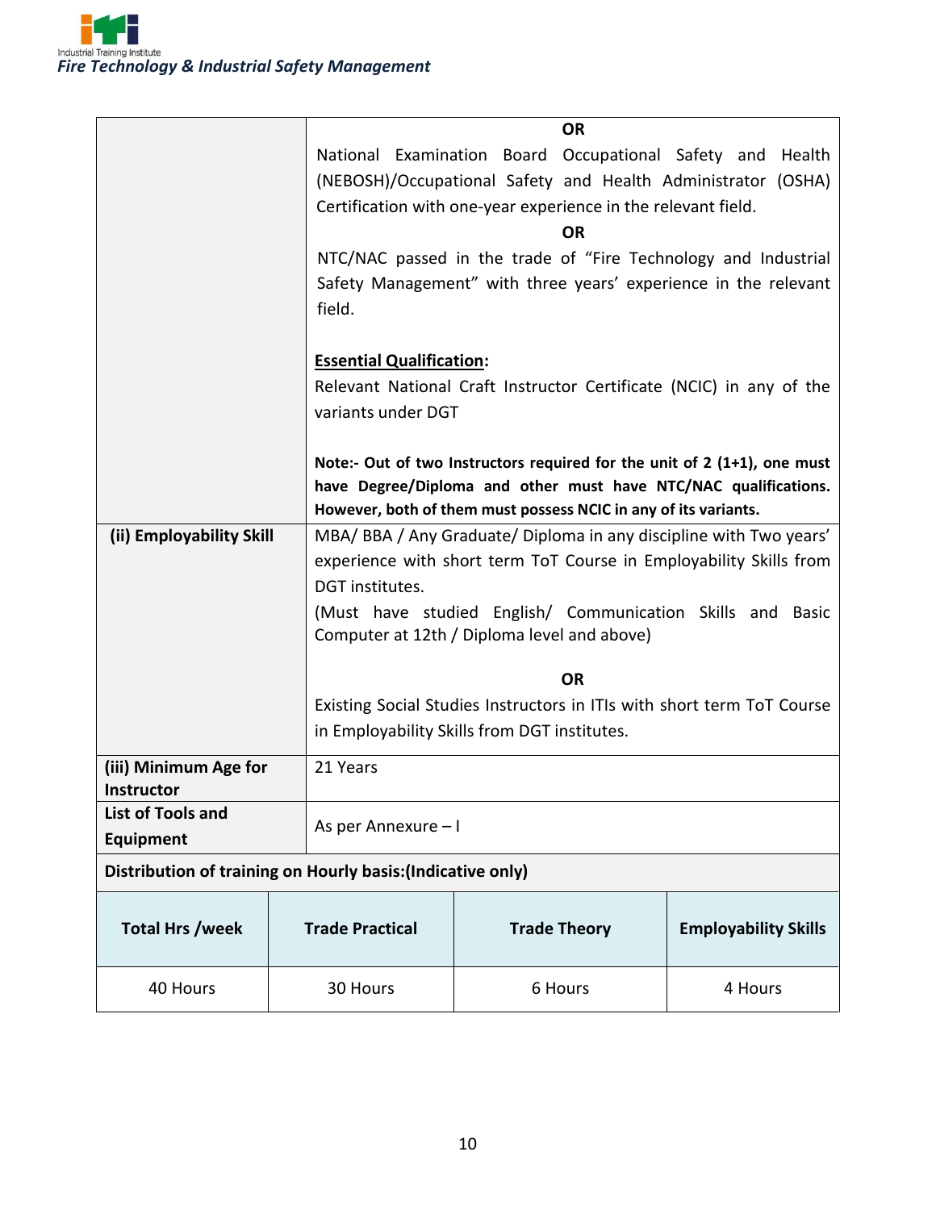| | |
|---|---|
| | **OR**<br>National Examination Board Occupational Safety and Health (NEBOSH)/Occupational Safety and Health Administrator (OSHA) Certification with one-year experience in the relevant field.<br>**OR**<br>NTC/NAC passed in the trade of "Fire Technology and Industrial Safety Management" with three years' experience in the relevant field.<br><br>**Essential Qualification:**<br>Relevant National Craft Instructor Certificate (NCIC) in any of the variants under DGT<br><br>**Note:- Out of two Instructors required for the unit of 2 (1+1), one must have Degree/Diploma and other must have NTC/NAC qualifications. However, both of them must possess NCIC in any of its variants.** |
| **(ii) Employability Skill** | MBA/ BBA / Any Graduate/ Diploma in any discipline with Two years' experience with short term ToT Course in Employability Skills from DGT institutes.<br>(Must have studied English/ Communication Skills and Basic Computer at 12th / Diploma level and above)<br><br>**OR**<br>Existing Social Studies Instructors in ITIs with short term ToT Course in Employability Skills from DGT institutes. |
| **(iii) Minimum Age for Instructor** | 21 Years |
| **List of Tools and Equipment** | As per Annexure – I |

**Distribution of training on Hourly basis:(Indicative only)**

| Total Hrs /week | Trade Practical | Trade Theory | Employability Skills |
|---|---|---|---|
| 40 Hours | 30 Hours | 6 Hours | 4 Hours |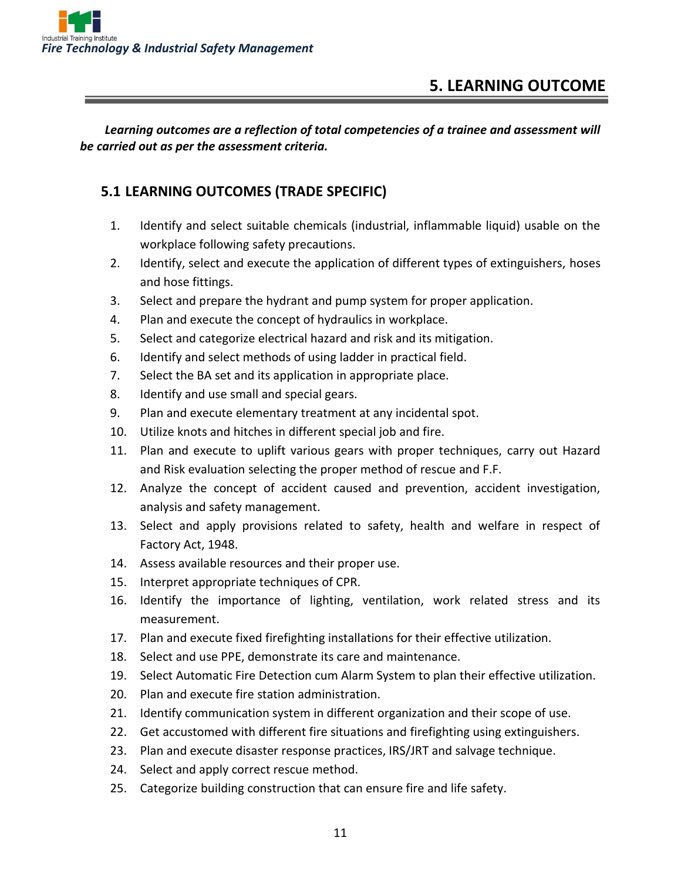# 5. LEARNING OUTCOME

***Learning outcomes are a reflection of total competencies of a trainee and assessment will be carried out as per the assessment criteria.***

## 5.1 LEARNING OUTCOMES (TRADE SPECIFIC)

1. Identify and select suitable chemicals (industrial, inflammable liquid) usable on the workplace following safety precautions.
2. Identify, select and execute the application of different types of extinguishers, hoses and hose fittings.
3. Select and prepare the hydrant and pump system for proper application.
4. Plan and execute the concept of hydraulics in workplace.
5. Select and categorize electrical hazard and risk and its mitigation.
6. Identify and select methods of using ladder in practical field.
7. Select the BA set and its application in appropriate place.
8. Identify and use small and special gears.
9. Plan and execute elementary treatment at any incidental spot.
10. Utilize knots and hitches in different special job and fire.
11. Plan and execute to uplift various gears with proper techniques, carry out Hazard and Risk evaluation selecting the proper method of rescue and F.F.
12. Analyze the concept of accident caused and prevention, accident investigation, analysis and safety management.
13. Select and apply provisions related to safety, health and welfare in respect of Factory Act, 1948.
14. Assess available resources and their proper use.
15. Interpret appropriate techniques of CPR.
16. Identify the importance of lighting, ventilation, work related stress and its measurement.
17. Plan and execute fixed firefighting installations for their effective utilization.
18. Select and use PPE, demonstrate its care and maintenance.
19. Select Automatic Fire Detection cum Alarm System to plan their effective utilization.
20. Plan and execute fire station administration.
21. Identify communication system in different organization and their scope of use.
22. Get accustomed with different fire situations and firefighting using extinguishers.
23. Plan and execute disaster response practices, IRS/JRT and salvage technique.
24. Select and apply correct rescue method.
25. Categorize building construction that can ensure fire and life safety.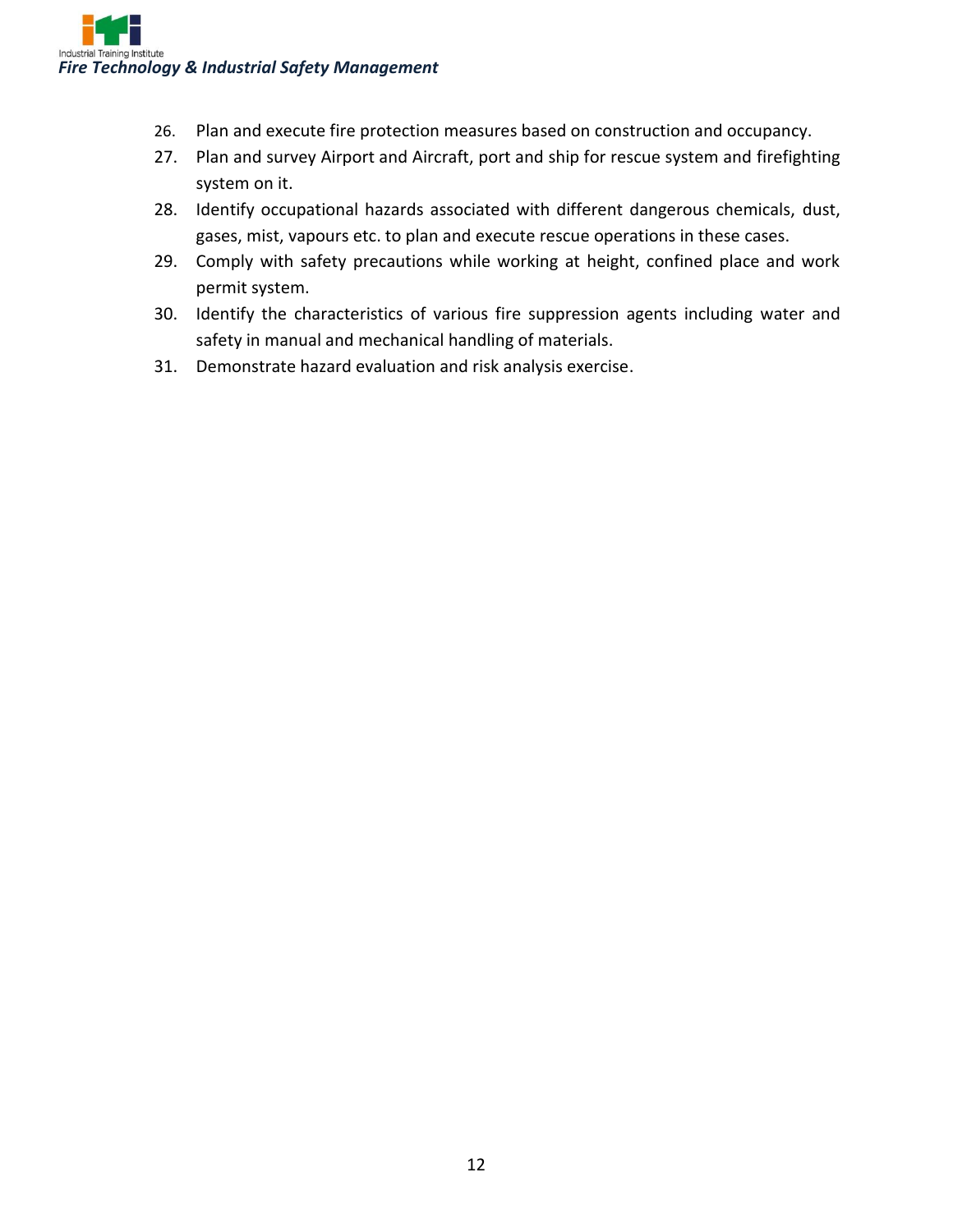26. Plan and execute fire protection measures based on construction and occupancy.
27. Plan and survey Airport and Aircraft, port and ship for rescue system and firefighting system on it.
28. Identify occupational hazards associated with different dangerous chemicals, dust, gases, mist, vapours etc. to plan and execute rescue operations in these cases.
29. Comply with safety precautions while working at height, confined place and work permit system.
30. Identify the characteristics of various fire suppression agents including water and safety in manual and mechanical handling of materials.
31. Demonstrate hazard evaluation and risk analysis exercise.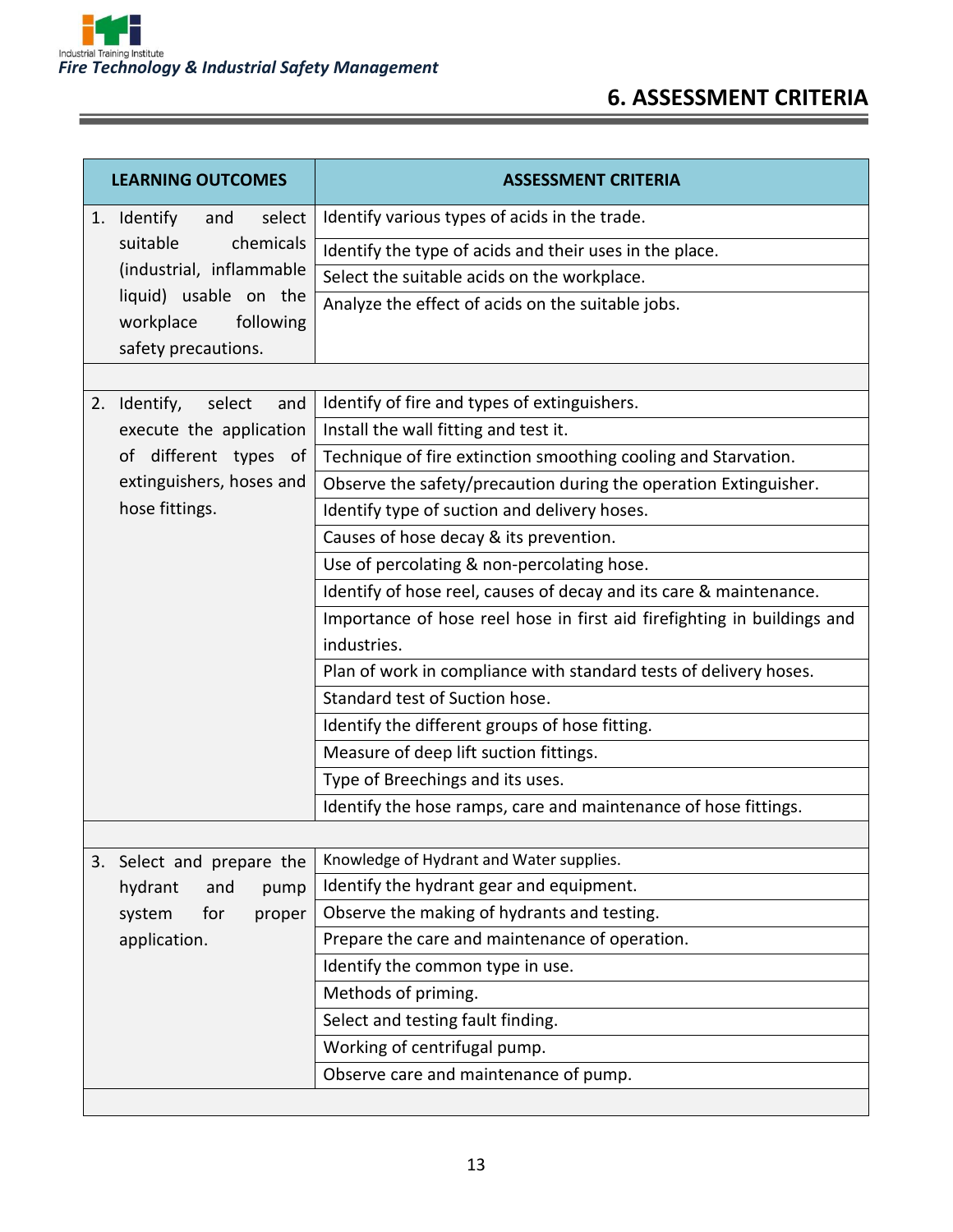## 6. ASSESSMENT CRITERIA

| LEARNING OUTCOMES | ASSESSMENT CRITERIA |
|---|---|
| 1. Identify and select suitable chemicals (industrial, inflammable liquid) usable on the workplace following safety precautions. | Identify various types of acids in the trade. |
| | Identify the type of acids and their uses in the place. |
| | Select the suitable acids on the workplace. |
| | Analyze the effect of acids on the suitable jobs. |
| | |
| 2. Identify, select and execute the application of different types of extinguishers, hoses and hose fittings. | Identify of fire and types of extinguishers. |
| | Install the wall fitting and test it. |
| | Technique of fire extinction smoothing cooling and Starvation. |
| | Observe the safety/precaution during the operation Extinguisher. |
| | Identify type of suction and delivery hoses. |
| | Causes of hose decay & its prevention. |
| | Use of percolating & non-percolating hose. |
| | Identify of hose reel, causes of decay and its care & maintenance. |
| | Importance of hose reel hose in first aid firefighting in buildings and industries. |
| | Plan of work in compliance with standard tests of delivery hoses. |
| | Standard test of Suction hose. |
| | Identify the different groups of hose fitting. |
| | Measure of deep lift suction fittings. |
| | Type of Breechings and its uses. |
| | Identify the hose ramps, care and maintenance of hose fittings. |
| | |
| 3. Select and prepare the hydrant and pump system for proper application. | Knowledge of Hydrant and Water supplies. |
| | Identify the hydrant gear and equipment. |
| | Observe the making of hydrants and testing. |
| | Prepare the care and maintenance of operation. |
| | Identify the common type in use. |
| | Methods of priming. |
| | Select and testing fault finding. |
| | Working of centrifugal pump. |
| | Observe care and maintenance of pump. |
| | |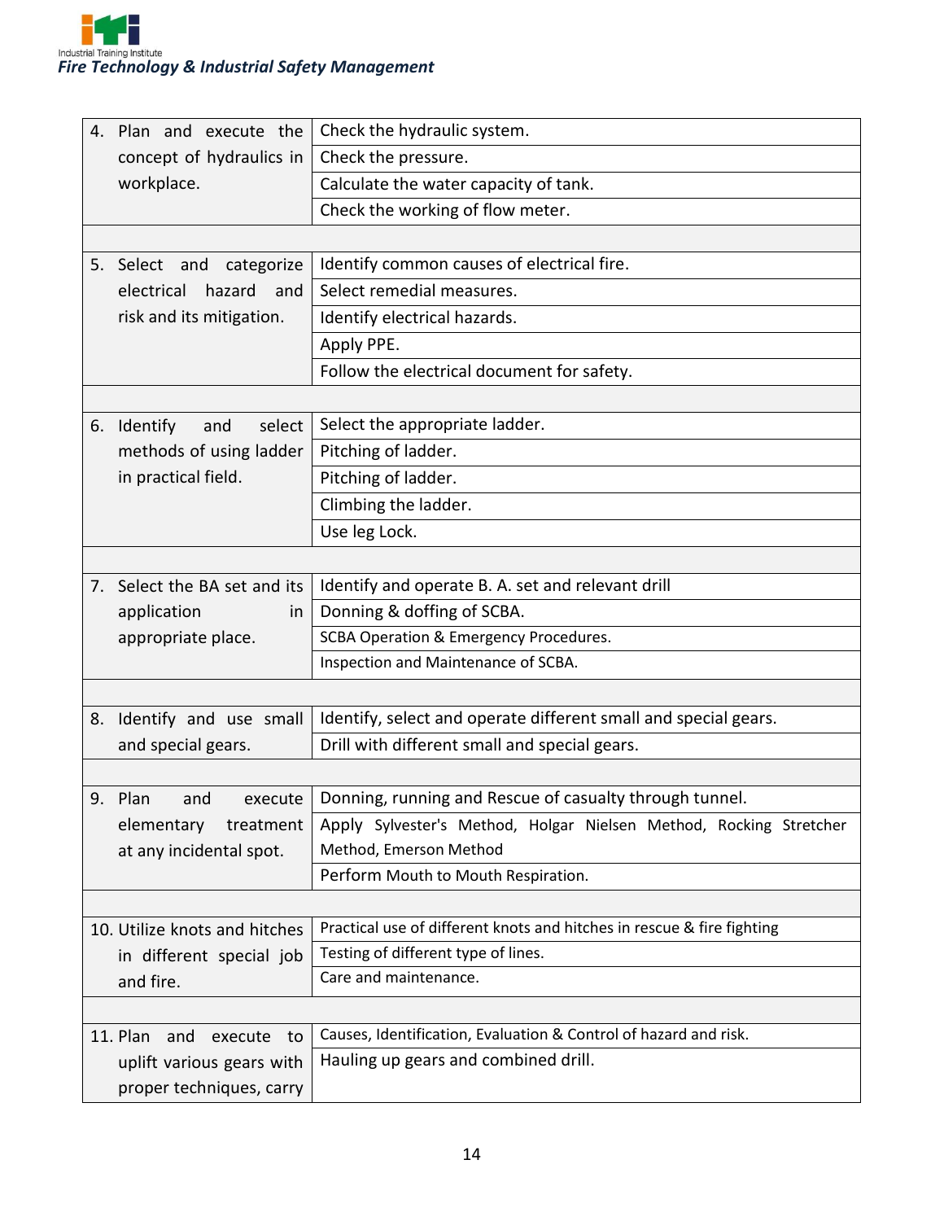| | |
|---|---|
| 4. Plan and execute the concept of hydraulics in workplace. | Check the hydraulic system. |
| | Check the pressure. |
| | Calculate the water capacity of tank. |
| | Check the working of flow meter. |
| | |
| 5. Select and categorize electrical hazard and risk and its mitigation. | Identify common causes of electrical fire. |
| | Select remedial measures. |
| | Identify electrical hazards. |
| | Apply PPE. |
| | Follow the electrical document for safety. |
| | |
| 6. Identify and select methods of using ladder in practical field. | Select the appropriate ladder. |
| | Pitching of ladder. |
| | Pitching of ladder. |
| | Climbing the ladder. |
| | Use leg Lock. |
| | |
| 7. Select the BA set and its application in appropriate place. | Identify and operate B. A. set and relevant drill |
| | Donning & doffing of SCBA. |
| | SCBA Operation & Emergency Procedures. |
| | Inspection and Maintenance of SCBA. |
| | |
| 8. Identify and use small and special gears. | Identify, select and operate different small and special gears. |
| | Drill with different small and special gears. |
| | |
| 9. Plan and execute elementary treatment at any incidental spot. | Donning, running and Rescue of casualty through tunnel. |
| | Apply Sylvester's Method, Holgar Nielsen Method, Rocking Stretcher Method, Emerson Method |
| | Perform Mouth to Mouth Respiration. |
| | |
| 10. Utilize knots and hitches in different special job and fire. | Practical use of different knots and hitches in rescue & fire fighting |
| | Testing of different type of lines. |
| | Care and maintenance. |
| | |
| 11. Plan and execute to uplift various gears with proper techniques, carry | Causes, Identification, Evaluation & Control of hazard and risk. |
| | Hauling up gears and combined drill. |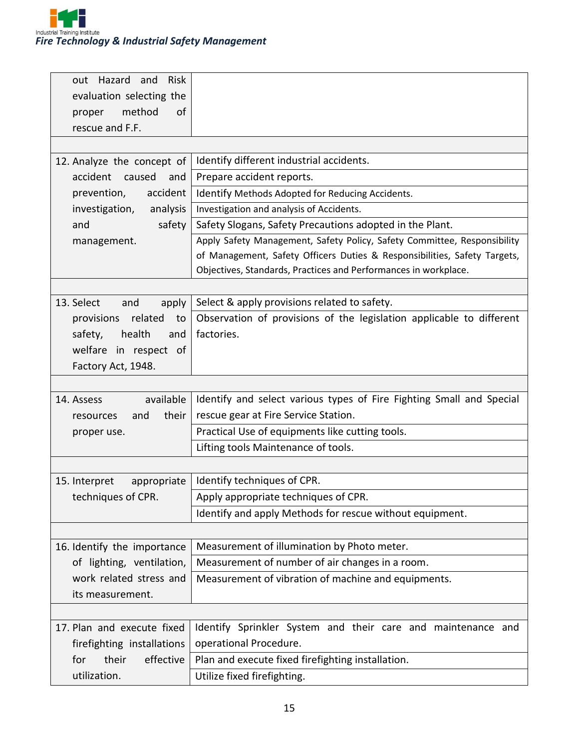| | |
|---|---|
| out Hazard and Risk evaluation selecting the proper method of rescue and F.F. | |
| | |
| 12. Analyze the concept of accident caused and prevention, accident investigation, analysis and safety management. | Identify different industrial accidents. |
| | Prepare accident reports. |
| | Identify Methods Adopted for Reducing Accidents. |
| | Investigation and analysis of Accidents. |
| | Safety Slogans, Safety Precautions adopted in the Plant. |
| | Apply Safety Management, Safety Policy, Safety Committee, Responsibility of Management, Safety Officers Duties & Responsibilities, Safety Targets, Objectives, Standards, Practices and Performances in workplace. |
| | |
| 13. Select and apply provisions related to safety, health and welfare in respect of Factory Act, 1948. | Select & apply provisions related to safety. |
| | Observation of provisions of the legislation applicable to different factories. |
| | |
| 14. Assess available resources and their proper use. | Identify and select various types of Fire Fighting Small and Special rescue gear at Fire Service Station. |
| | Practical Use of equipments like cutting tools. |
| | Lifting tools Maintenance of tools. |
| | |
| 15. Interpret appropriate techniques of CPR. | Identify techniques of CPR. |
| | Apply appropriate techniques of CPR. |
| | Identify and apply Methods for rescue without equipment. |
| | |
| 16. Identify the importance of lighting, ventilation, work related stress and its measurement. | Measurement of illumination by Photo meter. |
| | Measurement of number of air changes in a room. |
| | Measurement of vibration of machine and equipments. |
| | |
| 17. Plan and execute fixed firefighting installations for their effective utilization. | Identify Sprinkler System and their care and maintenance and operational Procedure. |
| | Plan and execute fixed firefighting installation. |
| | Utilize fixed firefighting. |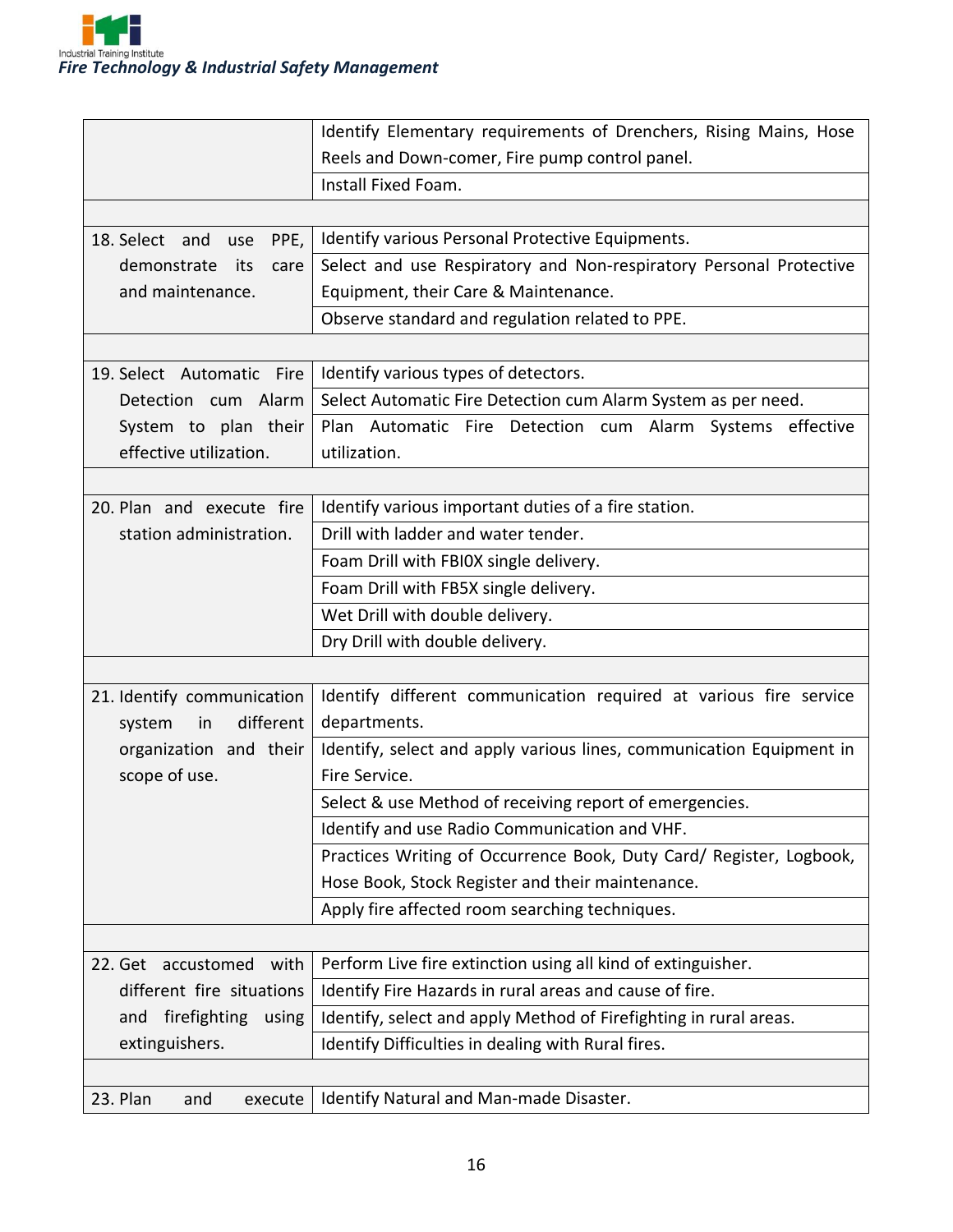| | |
|---|---|
| | Identify Elementary requirements of Drenchers, Rising Mains, Hose Reels and Down-comer, Fire pump control panel. |
| | Install Fixed Foam. |
| | |
| 18. Select and use PPE, demonstrate its care and maintenance. | Identify various Personal Protective Equipments. |
| | Select and use Respiratory and Non-respiratory Personal Protective Equipment, their Care & Maintenance. |
| | Observe standard and regulation related to PPE. |
| | |
| 19. Select Automatic Fire Detection cum Alarm System to plan their effective utilization. | Identify various types of detectors. |
| | Select Automatic Fire Detection cum Alarm System as per need. |
| | Plan Automatic Fire Detection cum Alarm Systems effective utilization. |
| | |
| 20. Plan and execute fire station administration. | Identify various important duties of a fire station. |
| | Drill with ladder and water tender. |
| | Foam Drill with FBI0X single delivery. |
| | Foam Drill with FB5X single delivery. |
| | Wet Drill with double delivery. |
| | Dry Drill with double delivery. |
| | |
| 21. Identify communication system in different organization and their scope of use. | Identify different communication required at various fire service departments. |
| | Identify, select and apply various lines, communication Equipment in Fire Service. |
| | Select & use Method of receiving report of emergencies. |
| | Identify and use Radio Communication and VHF. |
| | Practices Writing of Occurrence Book, Duty Card/ Register, Logbook, Hose Book, Stock Register and their maintenance. |
| | Apply fire affected room searching techniques. |
| | |
| 22. Get accustomed with different fire situations and firefighting using extinguishers. | Perform Live fire extinction using all kind of extinguisher. |
| | Identify Fire Hazards in rural areas and cause of fire. |
| | Identify, select and apply Method of Firefighting in rural areas. |
| | Identify Difficulties in dealing with Rural fires. |
| | |
| 23. Plan and execute | Identify Natural and Man-made Disaster. |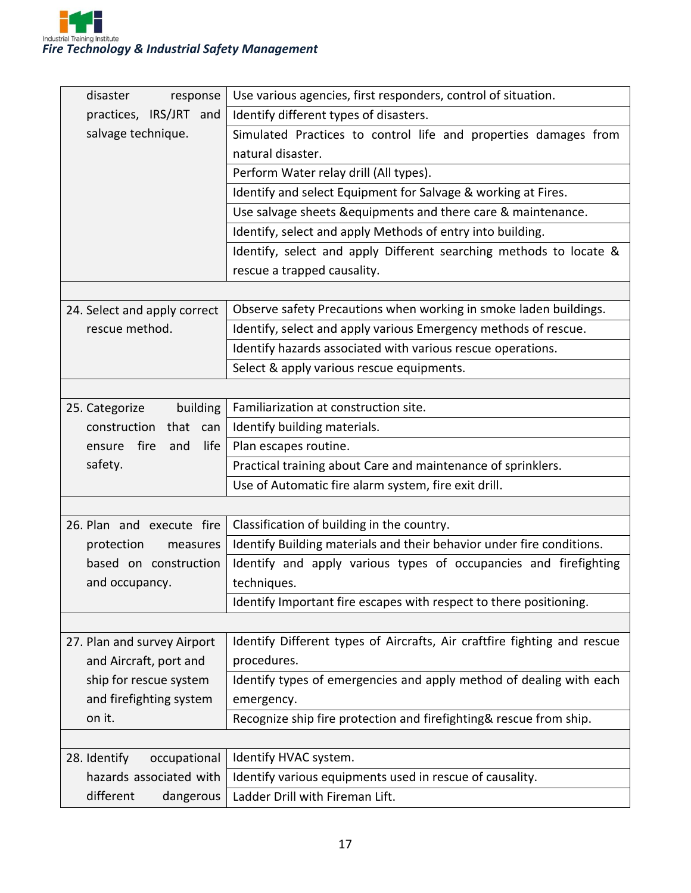| | |
|---|---|
| disaster response practices, IRS/JRT and salvage technique. | Use various agencies, first responders, control of situation. |
| | Identify different types of disasters. |
| | Simulated Practices to control life and properties damages from natural disaster. |
| | Perform Water relay drill (All types). |
| | Identify and select Equipment for Salvage & working at Fires. |
| | Use salvage sheets &equipments and there care & maintenance. |
| | Identify, select and apply Methods of entry into building. |
| | Identify, select and apply Different searching methods to locate & rescue a trapped causality. |
| | |
| 24. Select and apply correct rescue method. | Observe safety Precautions when working in smoke laden buildings. |
| | Identify, select and apply various Emergency methods of rescue. |
| | Identify hazards associated with various rescue operations. |
| | Select & apply various rescue equipments. |
| | |
| 25. Categorize building construction that can ensure fire and life safety. | Familiarization at construction site. |
| | Identify building materials. |
| | Plan escapes routine. |
| | Practical training about Care and maintenance of sprinklers. |
| | Use of Automatic fire alarm system, fire exit drill. |
| | |
| 26. Plan and execute fire protection measures based on construction and occupancy. | Classification of building in the country. |
| | Identify Building materials and their behavior under fire conditions. |
| | Identify and apply various types of occupancies and firefighting techniques. |
| | Identify Important fire escapes with respect to there positioning. |
| | |
| 27. Plan and survey Airport and Aircraft, port and ship for rescue system and firefighting system on it. | Identify Different types of Aircrafts, Air craftfire fighting and rescue procedures. |
| | Identify types of emergencies and apply method of dealing with each emergency. |
| | Recognize ship fire protection and firefighting& rescue from ship. |
| | |
| 28. Identify occupational hazards associated with different dangerous | Identify HVAC system. |
| | Identify various equipments used in rescue of causality. |
| | Ladder Drill with Fireman Lift. |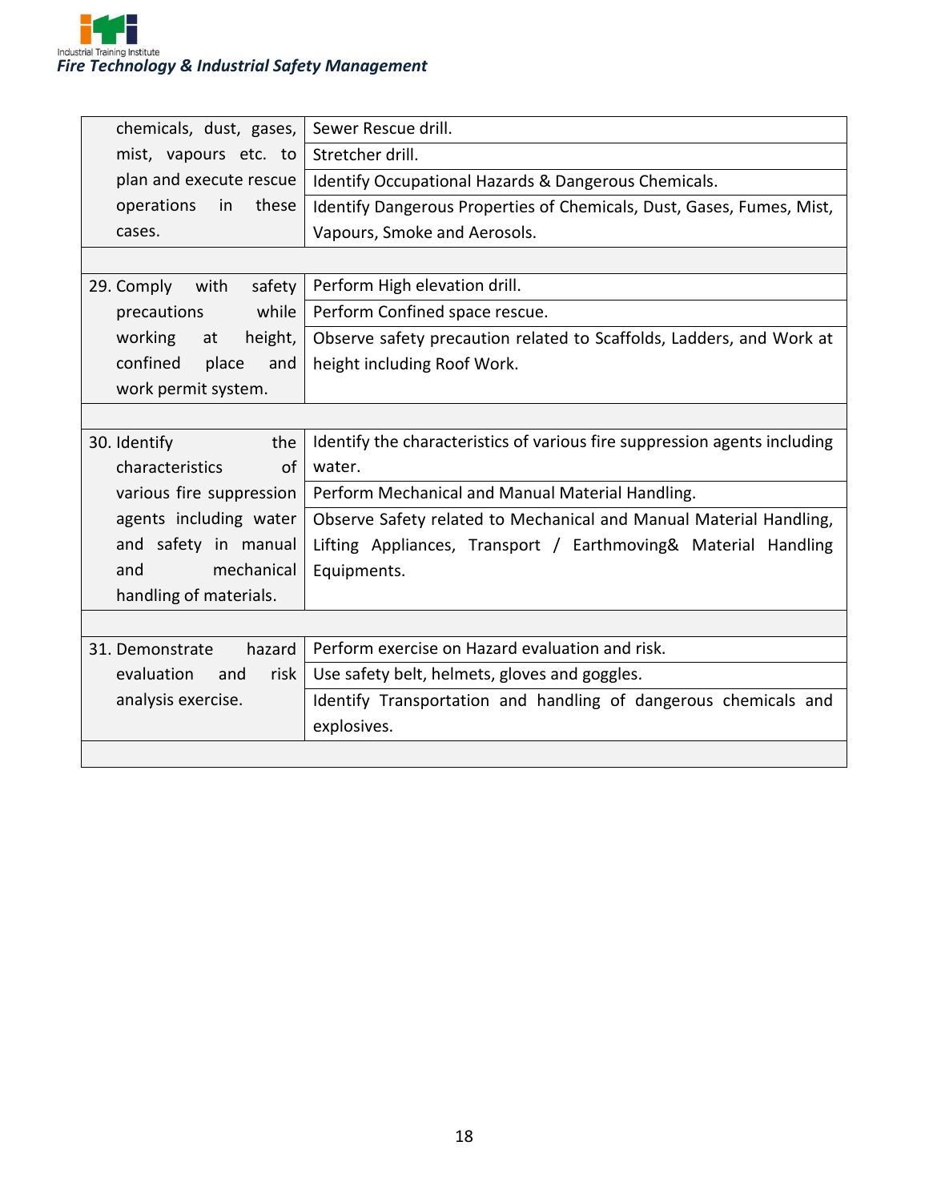| | |
|---|---|
| chemicals, dust, gases, mist, vapours etc. to plan and execute rescue operations in these cases. | Sewer Rescue drill. |
| | Stretcher drill. |
| | Identify Occupational Hazards & Dangerous Chemicals. |
| | Identify Dangerous Properties of Chemicals, Dust, Gases, Fumes, Mist, Vapours, Smoke and Aerosols. |
| | |
| 29. Comply with safety precautions while working at height, confined place and work permit system. | Perform High elevation drill. |
| | Perform Confined space rescue. |
| | Observe safety precaution related to Scaffolds, Ladders, and Work at height including Roof Work. |
| | |
| 30. Identify the characteristics of various fire suppression agents including water and safety in manual and mechanical handling of materials. | Identify the characteristics of various fire suppression agents including water. |
| | Perform Mechanical and Manual Material Handling. |
| | Observe Safety related to Mechanical and Manual Material Handling, Lifting Appliances, Transport / Earthmoving& Material Handling Equipments. |
| | |
| 31. Demonstrate hazard evaluation and risk analysis exercise. | Perform exercise on Hazard evaluation and risk. |
| | Use safety belt, helmets, gloves and goggles. |
| | Identify Transportation and handling of dangerous chemicals and explosives. |
| | |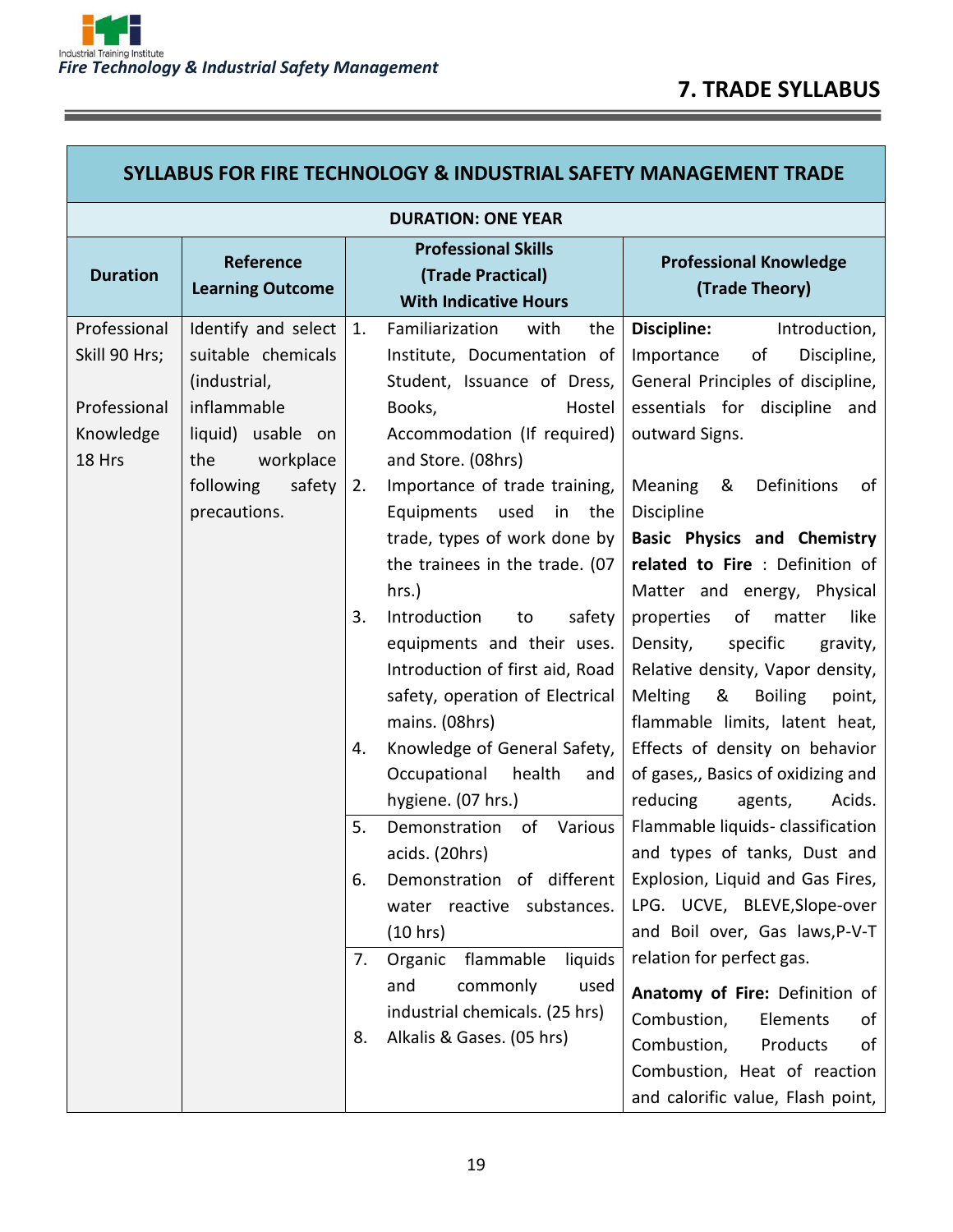## 7. TRADE SYLLABUS

| SYLLABUS FOR FIRE TECHNOLOGY & INDUSTRIAL SAFETY MANAGEMENT TRADE | | | |
|---|---|---|---|
| **DURATION: ONE YEAR** | | | |
| **Duration** | **Reference Learning Outcome** | **Professional Skills (Trade Practical) With Indicative Hours** | **Professional Knowledge (Trade Theory)** |
| Professional Skill 90 Hrs;<br><br>Professional Knowledge 18 Hrs | Identify and select suitable chemicals (industrial, inflammable liquid) usable on the workplace following safety precautions. | 1. Familiarization with the Institute, Documentation of Student, Issuance of Dress, Books, Hostel Accommodation (If required) and Store. (08hrs)<br>2. Importance of trade training, Equipments used in the trade, types of work done by the trainees in the trade. (07 hrs.)<br>3. Introduction to safety equipments and their uses. Introduction of first aid, Road safety, operation of Electrical mains. (08hrs)<br>4. Knowledge of General Safety, Occupational health and hygiene. (07 hrs.)<br>5. Demonstration of Various acids. (20hrs)<br>6. Demonstration of different water reactive substances. (10 hrs)<br>7. Organic flammable liquids and commonly used industrial chemicals. (25 hrs)<br>8. Alkalis & Gases. (05 hrs) | **Discipline:** Introduction, Importance of Discipline, General Principles of discipline, essentials for discipline and outward Signs.<br><br>Meaning & Definitions of Discipline<br>**Basic Physics and Chemistry related to Fire** : Definition of Matter and energy, Physical properties of matter like Density, specific gravity, Relative density, Vapor density, Melting & Boiling point, flammable limits, latent heat, Effects of density on behavior of gases,, Basics of oxidizing and reducing agents, Acids. Flammable liquids- classification and types of tanks, Dust and Explosion, Liquid and Gas Fires, LPG. UCVE, BLEVE,Slope-over and Boil over, Gas laws,P-V-T relation for perfect gas.<br><br>**Anatomy of Fire:** Definition of Combustion, Elements of Combustion, Products of Combustion, Heat of reaction and calorific value, Flash point, |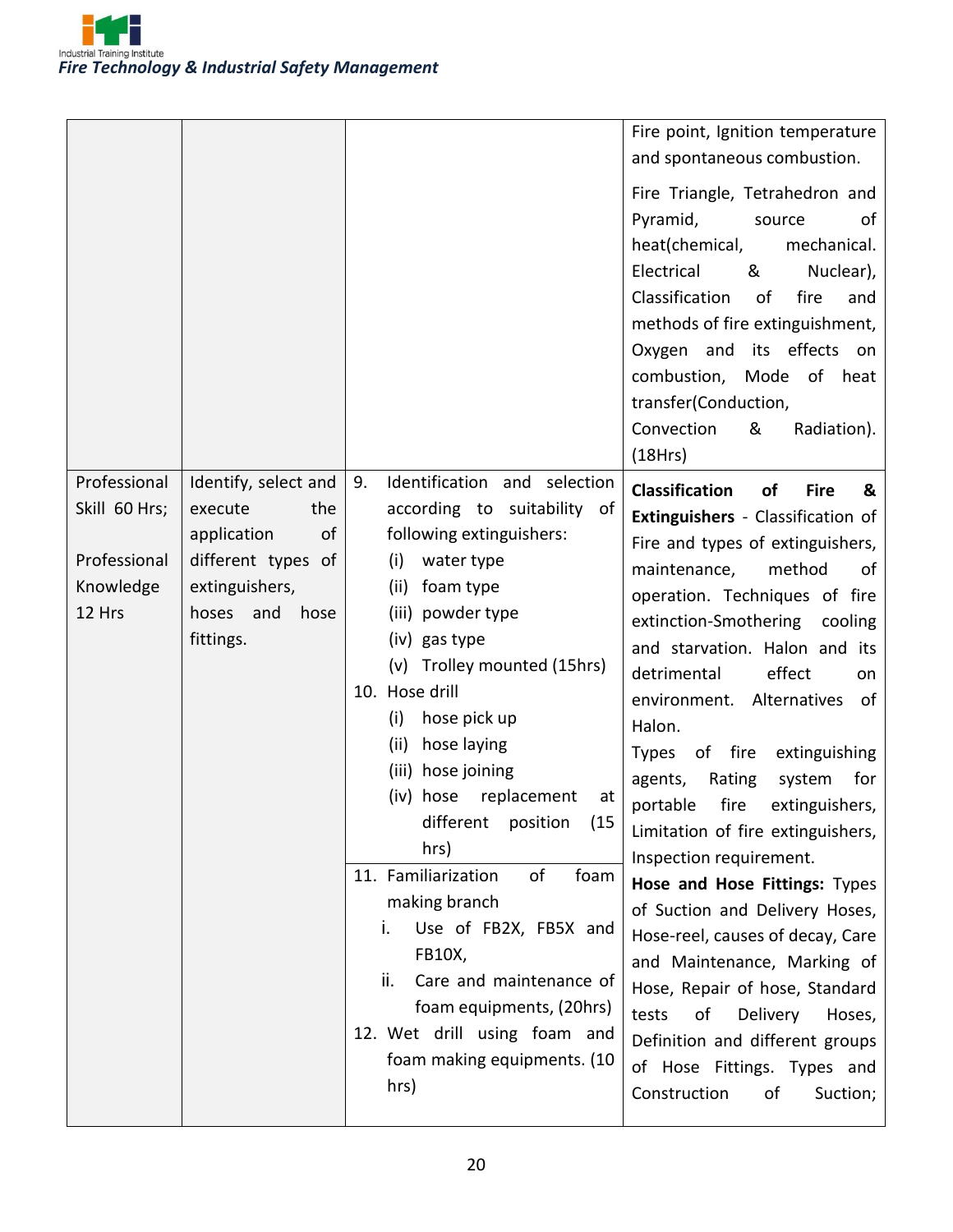| | | | |
|---|---|---|---|
| | | | Fire point, Ignition temperature and spontaneous combustion.<br><br>Fire Triangle, Tetrahedron and Pyramid, source of heat(chemical, mechanical. Electrical & Nuclear), Classification of fire and methods of fire extinguishment, Oxygen and its effects on combustion, Mode of heat transfer(Conduction, Convection & Radiation). (18Hrs) |
| Professional Skill 60 Hrs;<br><br>Professional Knowledge 12 Hrs | Identify, select and execute the application of different types of extinguishers, hoses and hose fittings. | 9. Identification and selection according to suitability of following extinguishers:<br>(i) water type<br>(ii) foam type<br>(iii) powder type<br>(iv) gas type<br>(v) Trolley mounted (15hrs)<br>10. Hose drill<br>(i) hose pick up<br>(ii) hose laying<br>(iii) hose joining<br>(iv) hose replacement at different position (15 hrs)<br>11. Familiarization of foam making branch<br>i. Use of FB2X, FB5X and FB10X,<br>ii. Care and maintenance of foam equipments, (20hrs)<br>12. Wet drill using foam and foam making equipments. (10 hrs) | **Classification of Fire & Extinguishers** - Classification of Fire and types of extinguishers, maintenance, method of operation. Techniques of fire extinction-Smothering cooling and starvation. Halon and its detrimental effect on environment. Alternatives of Halon.<br>Types of fire extinguishing agents, Rating system for portable fire extinguishers, Limitation of fire extinguishers, Inspection requirement.<br>**Hose and Hose Fittings:** Types of Suction and Delivery Hoses, Hose-reel, causes of decay, Care and Maintenance, Marking of Hose, Repair of hose, Standard tests of Delivery Hoses, Definition and different groups of Hose Fittings. Types and Construction of Suction; |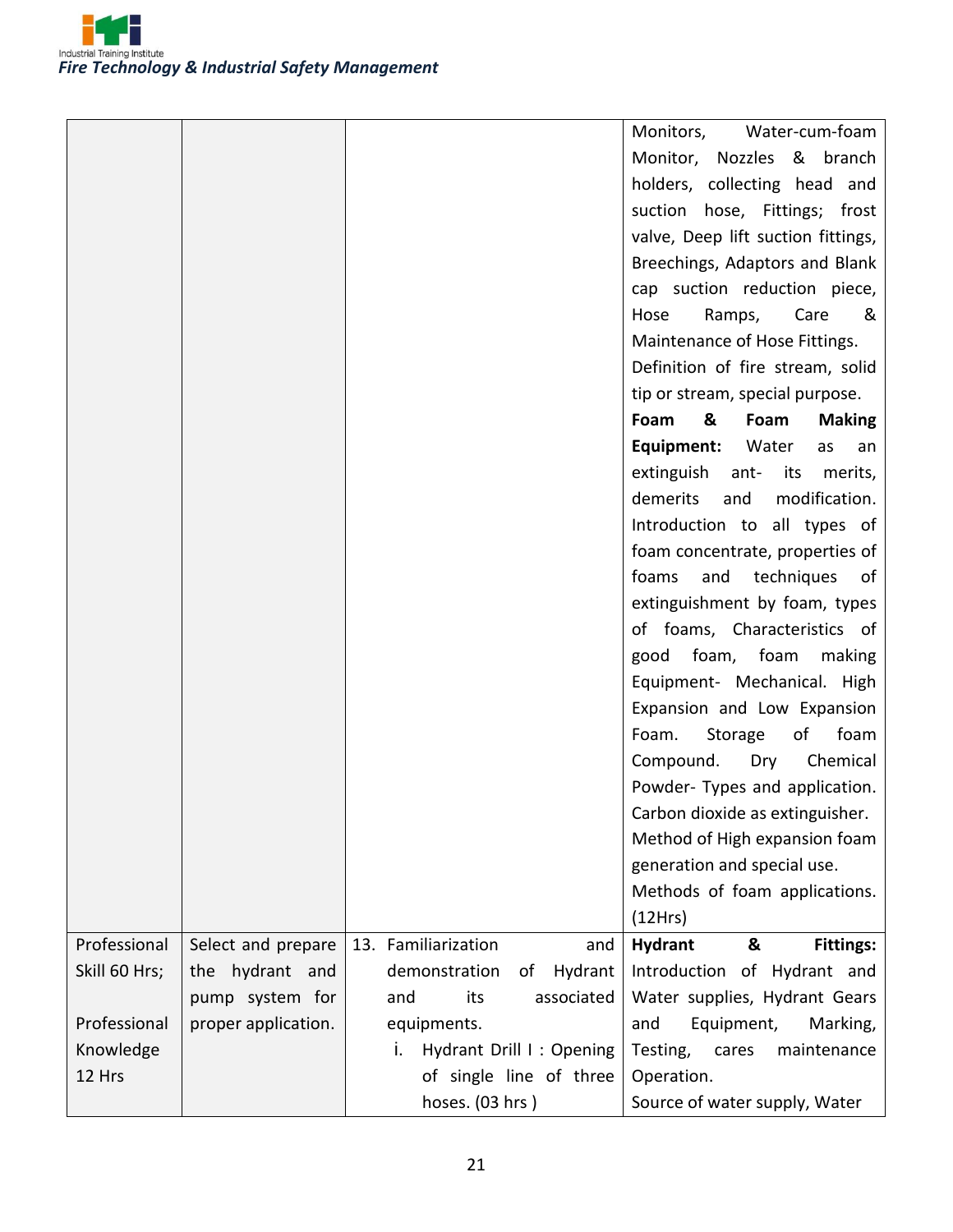| | | | |
|---|---|---|---|
| | | | Monitors, Water-cum-foam Monitor, Nozzles & branch holders, collecting head and suction hose, Fittings; frost valve, Deep lift suction fittings, Breechings, Adaptors and Blank cap suction reduction piece, Hose Ramps, Care & Maintenance of Hose Fittings. Definition of fire stream, solid tip or stream, special purpose. **Foam & Foam Making Equipment:** Water as an extinguish ant- its merits, demerits and modification. Introduction to all types of foam concentrate, properties of foams and techniques of extinguishment by foam, types of foams, Characteristics of good foam, foam making Equipment- Mechanical. High Expansion and Low Expansion Foam. Storage of foam Compound. Dry Chemical Powder- Types and application. Carbon dioxide as extinguisher. Method of High expansion foam generation and special use. Methods of foam applications. (12Hrs) |
| Professional Skill 60 Hrs; Professional Knowledge 12 Hrs | Select and prepare the hydrant and pump system for proper application. | 13. Familiarization and demonstration of Hydrant and its associated equipments. i. Hydrant Drill I : Opening of single line of three hoses. (03 hrs ) | **Hydrant & Fittings:** Introduction of Hydrant and Water supplies, Hydrant Gears and Equipment, Marking, Testing, cares maintenance Operation. Source of water supply, Water |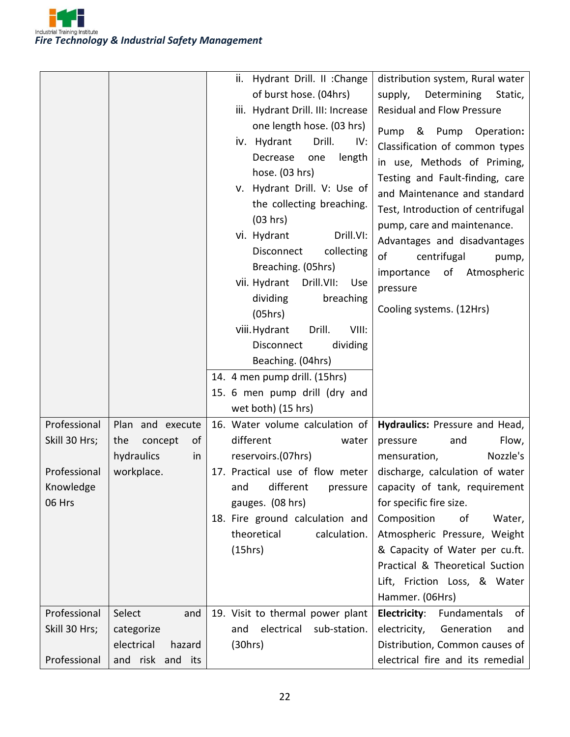| | | | |
|---|---|---|---|
| | | ii. Hydrant Drill. II :Change of burst hose. (04hrs)<br>iii. Hydrant Drill. III: Increase one length hose. (03 hrs)<br>iv. Hydrant Drill. IV: Decrease one length hose. (03 hrs)<br>v. Hydrant Drill. V: Use of the collecting breaching. (03 hrs)<br>vi. Hydrant Drill.VI: Disconnect collecting Breaching. (05hrs)<br>vii. Hydrant Drill.VII: Use dividing breaching (05hrs)<br>viii. Hydrant Drill. VIII: Disconnect dividing Beaching. (04hrs)<br>14. 4 men pump drill. (15hrs)<br>15. 6 men pump drill (dry and wet both) (15 hrs) | distribution system, Rural water supply, Determining Static, Residual and Flow Pressure<br>Pump & Pump Operation: Classification of common types in use, Methods of Priming, Testing and Fault-finding, care and Maintenance and standard Test, Introduction of centrifugal pump, care and maintenance. Advantages and disadvantages of centrifugal pump, importance of Atmospheric pressure<br>Cooling systems. (12Hrs) |
| Professional Skill 30 Hrs;<br><br>Professional Knowledge 06 Hrs | Plan and execute the concept of hydraulics in workplace. | 16. Water volume calculation of different water reservoirs.(07hrs)<br>17. Practical use of flow meter and different pressure gauges. (08 hrs)<br>18. Fire ground calculation and theoretical calculation. (15hrs) | **Hydraulics:** Pressure and Head, pressure and Flow, mensuration, Nozzle's discharge, calculation of water capacity of tank, requirement for specific fire size.<br>Composition of Water, Atmospheric Pressure, Weight & Capacity of Water per cu.ft. Practical & Theoretical Suction Lift, Friction Loss, & Water Hammer. (06Hrs) |
| Professional Skill 30 Hrs;<br><br>Professional | Select and categorize electrical hazard and risk and its | 19. Visit to thermal power plant and electrical sub-station. (30hrs) | **Electricity**: Fundamentals of electricity, Generation and Distribution, Common causes of electrical fire and its remedial |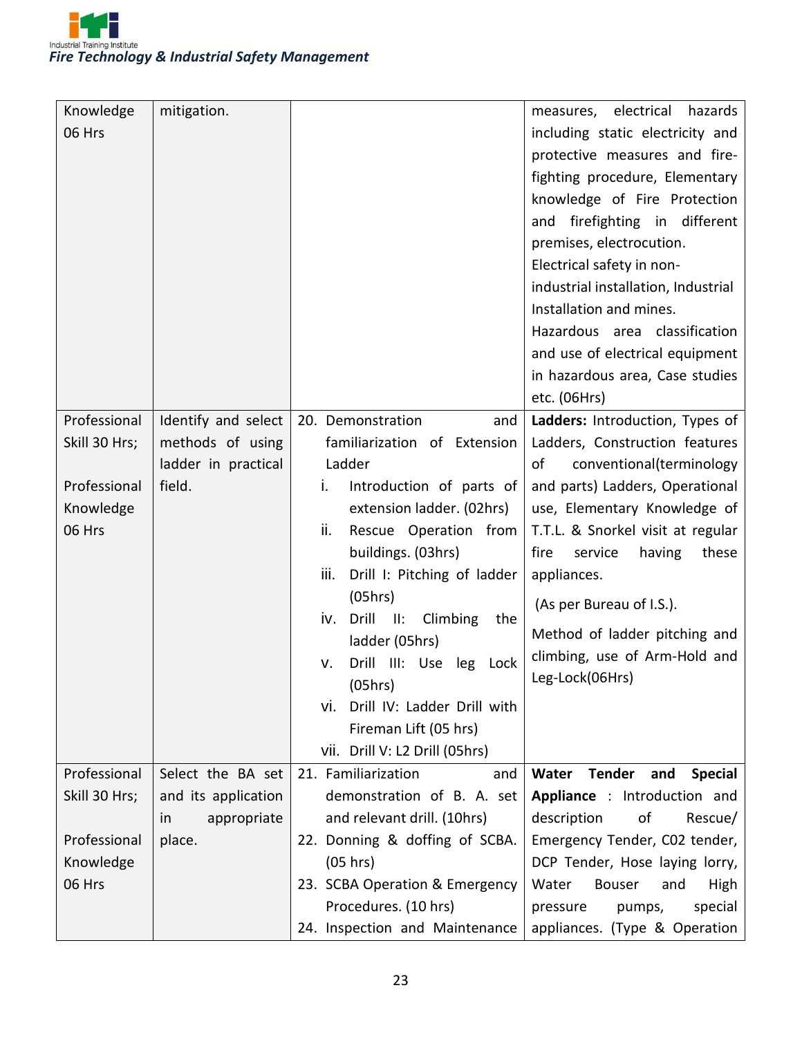| | | | |
|---|---|---|---|
| Knowledge 06 Hrs | mitigation. | | measures, electrical hazards including static electricity and protective measures and fire-fighting procedure, Elementary knowledge of Fire Protection and firefighting in different premises, electrocution.<br>Electrical safety in non-industrial installation, Industrial Installation and mines.<br>Hazardous area classification and use of electrical equipment in hazardous area, Case studies etc. (06Hrs) |
| Professional Skill 30 Hrs;<br><br>Professional Knowledge 06 Hrs | Identify and select methods of using ladder in practical field. | 20. Demonstration and familiarization of Extension Ladder<br>i. Introduction of parts of extension ladder. (02hrs)<br>ii. Rescue Operation from buildings. (03hrs)<br>iii. Drill I: Pitching of ladder (05hrs)<br>iv. Drill II: Climbing the ladder (05hrs)<br>v. Drill III: Use leg Lock (05hrs)<br>vi. Drill IV: Ladder Drill with Fireman Lift (05 hrs)<br>vii. Drill V: L2 Drill (05hrs) | **Ladders:** Introduction, Types of Ladders, Construction features of conventional(terminology and parts) Ladders, Operational use, Elementary Knowledge of T.T.L. & Snorkel visit at regular fire service having these appliances.<br>(As per Bureau of I.S.).<br>Method of ladder pitching and climbing, use of Arm-Hold and Leg-Lock(06Hrs) |
| Professional Skill 30 Hrs;<br><br>Professional Knowledge 06 Hrs | Select the BA set and its application in appropriate place. | 21. Familiarization and demonstration of B. A. set and relevant drill. (10hrs)<br>22. Donning & doffing of SCBA. (05 hrs)<br>23. SCBA Operation & Emergency Procedures. (10 hrs)<br>24. Inspection and Maintenance | **Water Tender and Special Appliance** : Introduction and description of Rescue/ Emergency Tender, C02 tender, DCP Tender, Hose laying lorry, Water Bowser and High pressure pumps, special appliances. (Type & Operation |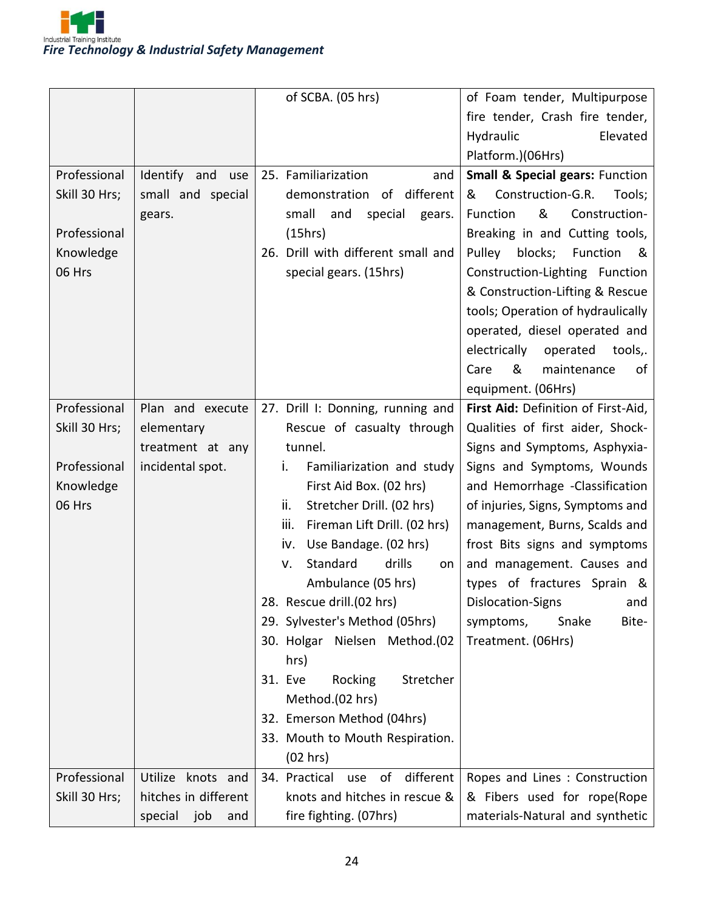| | | of SCBA. (05 hrs) | of Foam tender, Multipurpose fire tender, Crash fire tender, Hydraulic Elevated Platform.)(06Hrs) |
|---|---|---|---|
| Professional Skill 30 Hrs;<br><br>Professional Knowledge 06 Hrs | Identify and use small and special gears. | 25. Familiarization and demonstration of different small and special gears. (15hrs)<br>26. Drill with different small and special gears. (15hrs) | **Small & Special gears:** Function & Construction-G.R. Tools; Function & Construction-Breaking in and Cutting tools, Pulley blocks; Function & Construction-Lighting Function & Construction-Lifting & Rescue tools; Operation of hydraulically operated, diesel operated and electrically operated tools,. Care & maintenance of equipment. (06Hrs) |
| Professional Skill 30 Hrs;<br><br>Professional Knowledge 06 Hrs | Plan and execute elementary treatment at any incidental spot. | 27. Drill I: Donning, running and Rescue of casualty through tunnel.<br>i. Familiarization and study First Aid Box. (02 hrs)<br>ii. Stretcher Drill. (02 hrs)<br>iii. Fireman Lift Drill. (02 hrs)<br>iv. Use Bandage. (02 hrs)<br>v. Standard drills on Ambulance (05 hrs)<br>28. Rescue drill.(02 hrs)<br>29. Sylvester's Method (05hrs)<br>30. Holgar Nielsen Method.(02 hrs)<br>31. Eve Rocking Stretcher Method.(02 hrs)<br>32. Emerson Method (04hrs)<br>33. Mouth to Mouth Respiration. (02 hrs) | **First Aid:** Definition of First-Aid, Qualities of first aider, Shock-Signs and Symptoms, Asphyxia-Signs and Symptoms, Wounds and Hemorrhage -Classification of injuries, Signs, Symptoms and management, Burns, Scalds and frost Bits signs and symptoms and management. Causes and types of fractures Sprain & Dislocation-Signs and symptoms, Snake Bite-Treatment. (06Hrs) |
| Professional Skill 30 Hrs; | Utilize knots and hitches in different special job and | 34. Practical use of different knots and hitches in rescue & fire fighting. (07hrs) | Ropes and Lines : Construction & Fibers used for rope(Rope materials-Natural and synthetic |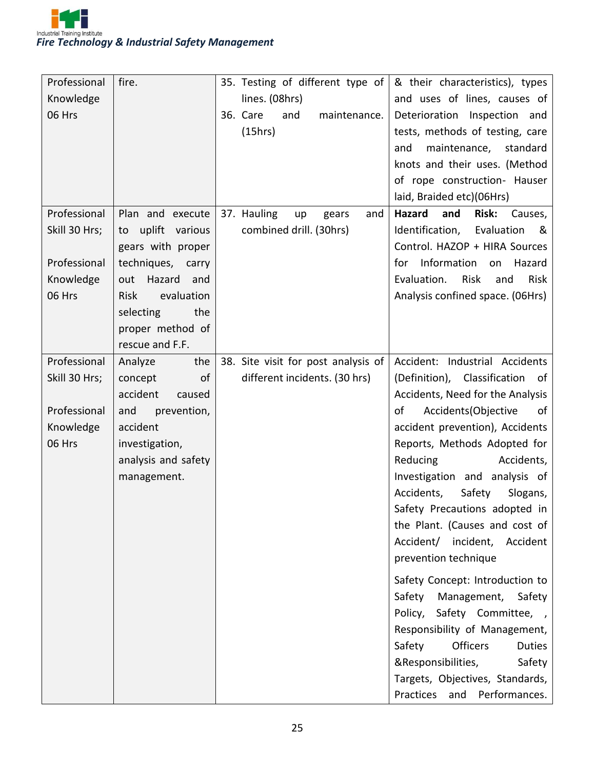| Professional Knowledge 06 Hrs | fire. | 35. Testing of different type of lines. (08hrs)<br>36. Care and maintenance. (15hrs) | & their characteristics), types and uses of lines, causes of Deterioration Inspection and tests, methods of testing, care and maintenance, standard knots and their uses. (Method of rope construction- Hauser laid, Braided etc)(06Hrs) |
|---|---|---|---|
| Professional Skill 30 Hrs;<br><br>Professional Knowledge 06 Hrs | Plan and execute to uplift various gears with proper techniques, carry out Hazard and Risk evaluation selecting the proper method of rescue and F.F. | 37. Hauling up gears and combined drill. (30hrs) | **Hazard and Risk:** Causes, Identification, Evaluation & Control. HAZOP + HIRA Sources for Information on Hazard Evaluation. Risk and Risk Analysis confined space. (06Hrs) |
| Professional Skill 30 Hrs;<br><br>Professional Knowledge 06 Hrs | Analyze the concept of accident caused and prevention, accident investigation, analysis and safety management. | 38. Site visit for post analysis of different incidents. (30 hrs) | Accident: Industrial Accidents (Definition), Classification of Accidents, Need for the Analysis of Accidents(Objective of accident prevention), Accidents Reports, Methods Adopted for Reducing Accidents, Investigation and analysis of Accidents, Safety Slogans, Safety Precautions adopted in the Plant. (Causes and cost of Accident/ incident, Accident prevention technique<br><br>Safety Concept: Introduction to Safety Management, Safety Policy, Safety Committee, , Responsibility of Management, Safety Officers Duties &Responsibilities, Safety Targets, Objectives, Standards, Practices and Performances. |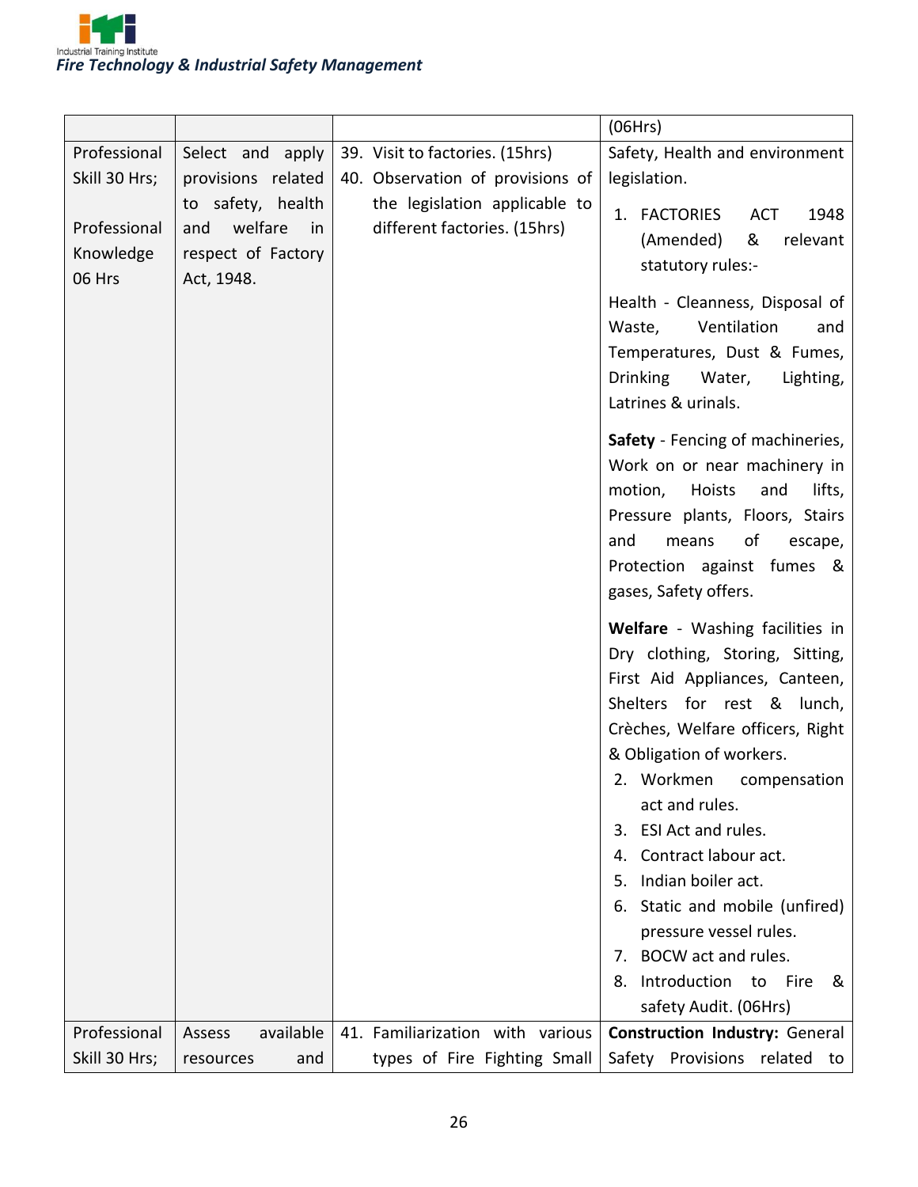| | | | (06Hrs) |
|---|---|---|---|
| Professional Skill 30 Hrs;<br><br>Professional Knowledge 06 Hrs | Select and apply provisions related to safety, health and welfare in respect of Factory Act, 1948. | 39. Visit to factories. (15hrs)<br>40. Observation of provisions of the legislation applicable to different factories. (15hrs) | Safety, Health and environment legislation.<br>1. FACTORIES ACT 1948 (Amended) & relevant statutory rules:-<br><br>Health - Cleanness, Disposal of Waste, Ventilation and Temperatures, Dust & Fumes, Drinking Water, Lighting, Latrines & urinals.<br><br>**Safety** - Fencing of machineries, Work on or near machinery in motion, Hoists and lifts, Pressure plants, Floors, Stairs and means of escape, Protection against fumes & gases, Safety offers.<br><br>**Welfare** - Washing facilities in Dry clothing, Storing, Sitting, First Aid Appliances, Canteen, Shelters for rest & lunch, Crèches, Welfare officers, Right & Obligation of workers.<br>2. Workmen compensation act and rules.<br>3. ESI Act and rules.<br>4. Contract labour act.<br>5. Indian boiler act.<br>6. Static and mobile (unfired) pressure vessel rules.<br>7. BOCW act and rules.<br>8. Introduction to Fire & safety Audit. (06Hrs) |
| Professional Skill 30 Hrs; | Assess available resources and | 41. Familiarization with various types of Fire Fighting Small | **Construction Industry:** General Safety Provisions related to |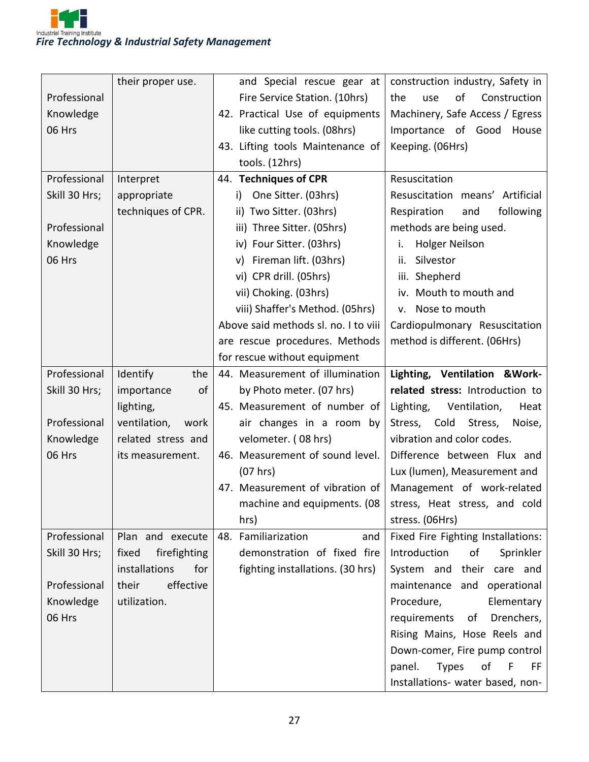| | | | |
|---|---|---|---|
| Professional Knowledge 06 Hrs | their proper use. | and Special rescue gear at Fire Service Station. (10hrs)<br>42. Practical Use of equipments like cutting tools. (08hrs)<br>43. Lifting tools Maintenance of tools. (12hrs) | construction industry, Safety in the use of Construction Machinery, Safe Access / Egress Importance of Good House Keeping. (06Hrs) |
| Professional Skill 30 Hrs;<br><br>Professional Knowledge 06 Hrs | Interpret appropriate techniques of CPR. | 44. **Techniques of CPR**<br>i) One Sitter. (03hrs)<br>ii) Two Sitter. (03hrs)<br>iii) Three Sitter. (05hrs)<br>iv) Four Sitter. (03hrs)<br>v) Fireman lift. (03hrs)<br>vi) CPR drill. (05hrs)<br>vii) Choking. (03hrs)<br>viii) Shaffer's Method. (05hrs)<br>Above said methods sl. no. I to viii are rescue procedures. Methods for rescue without equipment | Resuscitation<br>Resuscitation means' Artificial Respiration and following methods are being used.<br>i. Holger Neilson<br>ii. Silvestor<br>iii. Shepherd<br>iv. Mouth to mouth and<br>v. Nose to mouth<br>Cardiopulmonary Resuscitation method is different. (06Hrs) |
| Professional Skill 30 Hrs;<br><br>Professional Knowledge 06 Hrs | Identify the importance of lighting, ventilation, work related stress and its measurement. | 44. Measurement of illumination by Photo meter. (07 hrs)<br>45. Measurement of number of air changes in a room by velometer. ( 08 hrs)<br>46. Measurement of sound level. (07 hrs)<br>47. Measurement of vibration of machine and equipments. (08 hrs) | **Lighting, Ventilation &Work-related stress:** Introduction to Lighting, Ventilation, Heat Stress, Cold Stress, Noise, vibration and color codes.<br>Difference between Flux and Lux (lumen), Measurement and Management of work-related stress, Heat stress, and cold stress. (06Hrs) |
| Professional Skill 30 Hrs;<br><br>Professional Knowledge 06 Hrs | Plan and execute fixed firefighting installations for their effective utilization. | 48. Familiarization and demonstration of fixed fire fighting installations. (30 hrs) | Fixed Fire Fighting Installations: Introduction of Sprinkler System and their care and maintenance and operational Procedure, Elementary requirements of Drenchers, Rising Mains, Hose Reels and Down-comer, Fire pump control panel. Types of F FF Installations- water based, non- |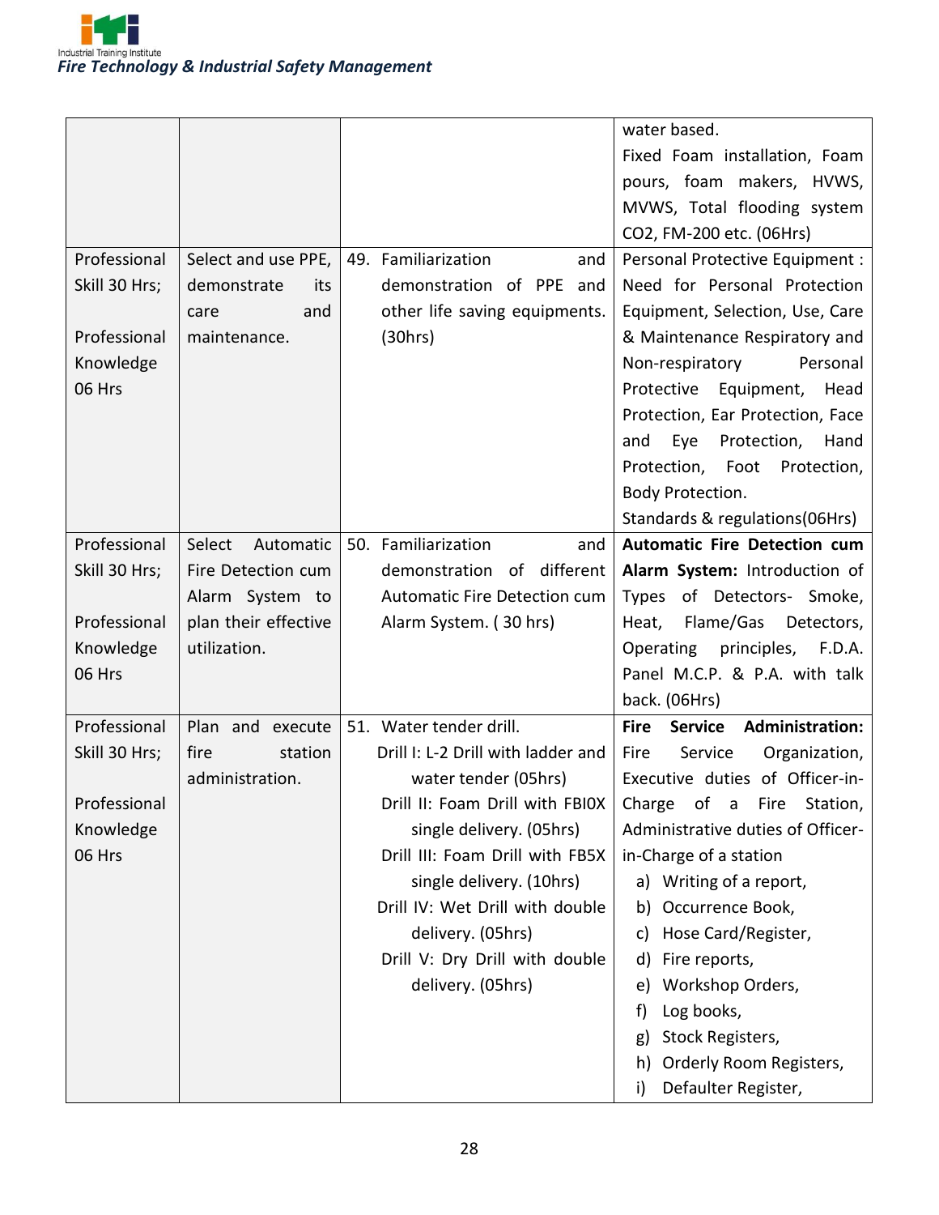| | | | |
|---|---|---|---|
| | | | water based.<br>Fixed Foam installation, Foam pours, foam makers, HVWS, MVWS, Total flooding system $CO_2$, FM-200 etc. (06Hrs) |
| Professional Skill 30 Hrs;<br><br>Professional Knowledge 06 Hrs | Select and use PPE, demonstrate its care and maintenance. | 49. Familiarization and demonstration of PPE and other life saving equipments. (30hrs) | Personal Protective Equipment : Need for Personal Protection Equipment, Selection, Use, Care & Maintenance Respiratory and Non-respiratory Personal Protective Equipment, Head Protection, Ear Protection, Face and Eye Protection, Hand Protection, Foot Protection, Body Protection.<br>Standards & regulations(06Hrs) |
| Professional Skill 30 Hrs;<br><br>Professional Knowledge 06 Hrs | Select Automatic Fire Detection cum Alarm System to plan their effective utilization. | 50. Familiarization and demonstration of different Automatic Fire Detection cum Alarm System. ( 30 hrs) | **Automatic Fire Detection cum Alarm System:** Introduction of Types of Detectors- Smoke, Heat, Flame/Gas Detectors, Operating principles, F.D.A. Panel M.C.P. & P.A. with talk back. (06Hrs) |
| Professional Skill 30 Hrs;<br><br>Professional Knowledge 06 Hrs | Plan and execute fire station administration. | 51. Water tender drill.<br>Drill I: L-2 Drill with ladder and water tender (05hrs)<br>Drill II: Foam Drill with FBI0X single delivery. (05hrs)<br>Drill III: Foam Drill with FB5X single delivery. (10hrs)<br>Drill IV: Wet Drill with double delivery. (05hrs)<br>Drill V: Dry Drill with double delivery. (05hrs) | **Fire Service Administration:** Fire Service Organization, Executive duties of Officer-in-Charge of a Fire Station, Administrative duties of Officer-in-Charge of a station<br>a) Writing of a report,<br>b) Occurrence Book,<br>c) Hose Card/Register,<br>d) Fire reports,<br>e) Workshop Orders,<br>f) Log books,<br>g) Stock Registers,<br>h) Orderly Room Registers,<br>i) Defaulter Register, |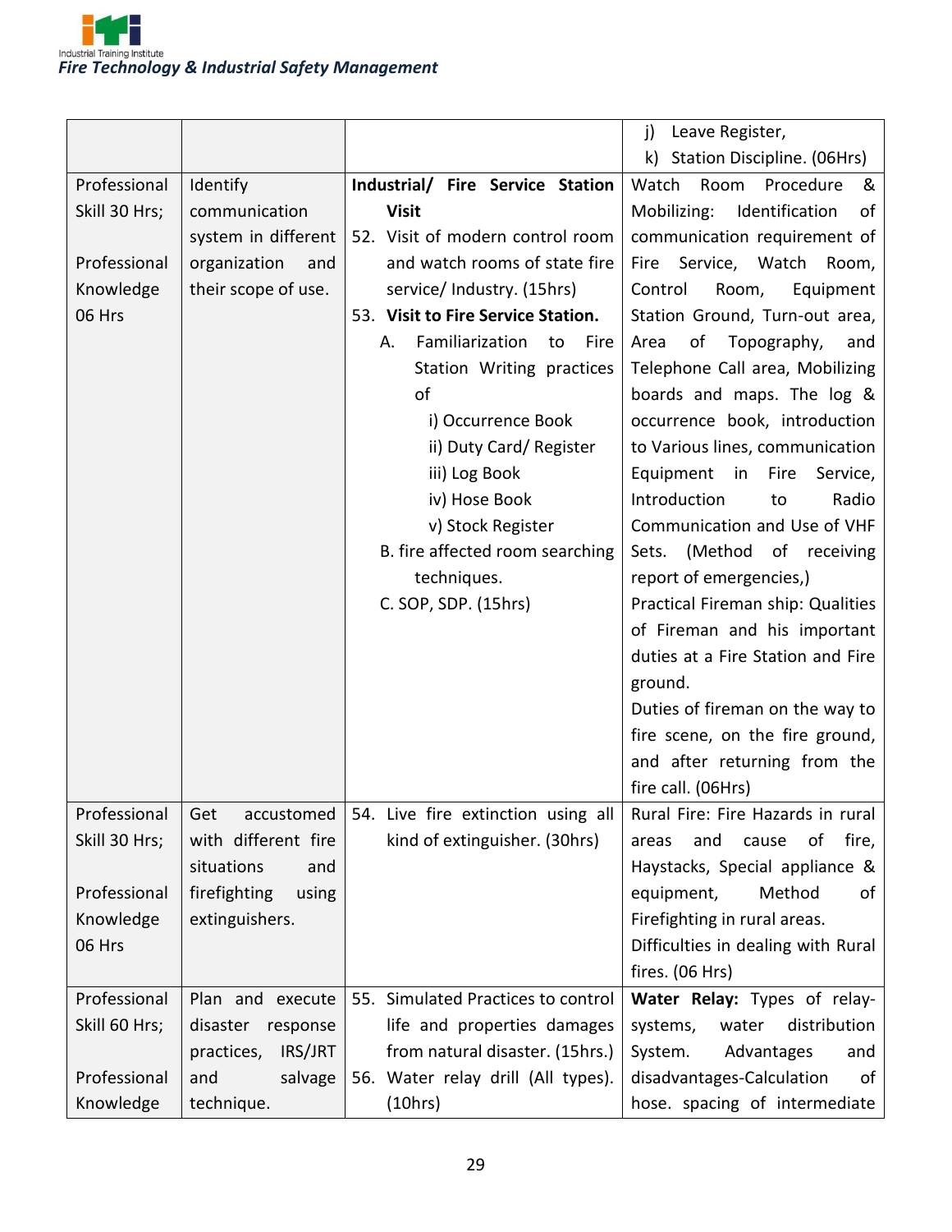| | | | |
|---|---|---|---|
| | | | j) Leave Register,<br>k) Station Discipline. (06Hrs) |
| Professional Skill 30 Hrs;<br><br>Professional Knowledge 06 Hrs | Identify communication system in different organization and their scope of use. | **Industrial/ Fire Service Station Visit**<br>52. Visit of modern control room and watch rooms of state fire service/ Industry. (15hrs)<br>53. **Visit to Fire Service Station.**<br>A. Familiarization to Fire Station Writing practices of<br>i) Occurrence Book<br>ii) Duty Card/ Register<br>iii) Log Book<br>iv) Hose Book<br>v) Stock Register<br>B. fire affected room searching techniques.<br>C. SOP, SDP. (15hrs) | Watch Room Procedure & Mobilizing: Identification of communication requirement of Fire Service, Watch Room, Control Room, Equipment Station Ground, Turn-out area, Area of Topography, and Telephone Call area, Mobilizing boards and maps. The log & occurrence book, introduction to Various lines, communication Equipment in Fire Service, Introduction to Radio Communication and Use of VHF Sets. (Method of receiving report of emergencies,)<br>Practical Fireman ship: Qualities of Fireman and his important duties at a Fire Station and Fire ground.<br>Duties of fireman on the way to fire scene, on the fire ground, and after returning from the fire call. (06Hrs) |
| Professional Skill 30 Hrs;<br><br>Professional Knowledge 06 Hrs | Get accustomed with different fire situations and firefighting using extinguishers. | 54. Live fire extinction using all kind of extinguisher. (30hrs) | Rural Fire: Fire Hazards in rural areas and cause of fire, Haystacks, Special appliance & equipment, Method of Firefighting in rural areas.<br>Difficulties in dealing with Rural fires. (06 Hrs) |
| Professional Skill 60 Hrs;<br><br>Professional Knowledge | Plan and execute disaster response practices, IRS/JRT and salvage technique. | 55. Simulated Practices to control life and properties damages from natural disaster. (15hrs.)<br>56. Water relay drill (All types). (10hrs) | **Water Relay:** Types of relay-systems, water distribution System. Advantages and disadvantages-Calculation of hose. spacing of intermediate |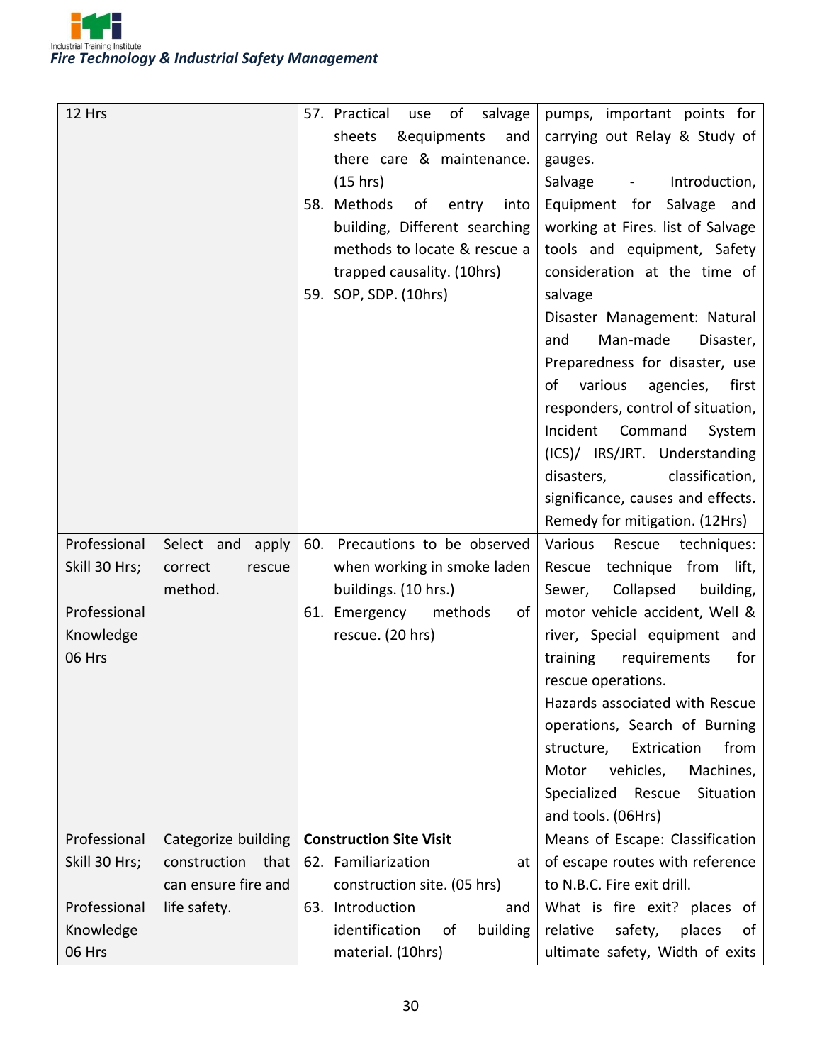| | | | |
|---|---|---|---|
| 12 Hrs | | 57. Practical use of salvage sheets &equipments and there care & maintenance. (15 hrs)<br>58. Methods of entry into building, Different searching methods to locate & rescue a trapped causality. (10hrs)<br>59. SOP, SDP. (10hrs) | pumps, important points for carrying out Relay & Study of gauges.<br>Salvage - Introduction, Equipment for Salvage and working at Fires. list of Salvage tools and equipment, Safety consideration at the time of salvage<br>Disaster Management: Natural and Man-made Disaster, Preparedness for disaster, use of various agencies, first responders, control of situation, Incident Command System (ICS)/ IRS/JRT. Understanding disasters, classification, significance, causes and effects. Remedy for mitigation. (12Hrs) |
| Professional Skill 30 Hrs;<br><br>Professional Knowledge 06 Hrs | Select and apply correct rescue method. | 60. Precautions to be observed when working in smoke laden buildings. (10 hrs.)<br>61. Emergency methods of rescue. (20 hrs) | Various Rescue techniques: Rescue technique from lift, Sewer, Collapsed building, motor vehicle accident, Well & river, Special equipment and training requirements for rescue operations.<br>Hazards associated with Rescue operations, Search of Burning structure, Extrication from Motor vehicles, Machines, Specialized Rescue Situation and tools. (06Hrs) |
| Professional Skill 30 Hrs;<br><br>Professional Knowledge 06 Hrs | Categorize building construction that can ensure fire and life safety. | **Construction Site Visit**<br>62. Familiarization at construction site. (05 hrs)<br>63. Introduction and identification of building material. (10hrs) | Means of Escape: Classification of escape routes with reference to N.B.C. Fire exit drill.<br>What is fire exit? places of relative safety, places of ultimate safety, Width of exits |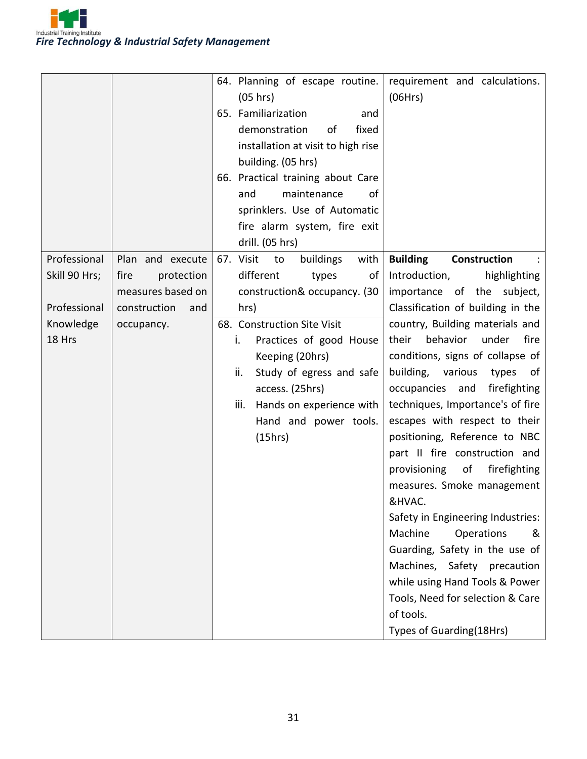| | | | |
|---|---|---|---|
| | | 64. Planning of escape routine. (05 hrs)<br>65. Familiarization and demonstration of fixed installation at visit to high rise building. (05 hrs)<br>66. Practical training about Care and maintenance of sprinklers. Use of Automatic fire alarm system, fire exit drill. (05 hrs) | requirement and calculations. (06Hrs) |
| Professional Skill 90 Hrs;<br><br>Professional Knowledge 18 Hrs | Plan and execute fire protection measures based on construction and occupancy. | 67. Visit to buildings with different types of construction& occupancy. (30 hrs) | **Building Construction** : Introduction, highlighting importance of the subject, Classification of building in the country, Building materials and their behavior under fire conditions, signs of collapse of building, various types of occupancies and firefighting techniques, Importance's of fire escapes with respect to their positioning, Reference to NBC part II fire construction and provisioning of firefighting measures. Smoke management &HVAC.<br>Safety in Engineering Industries: Machine Operations & Guarding, Safety in the use of Machines, Safety precaution while using Hand Tools & Power Tools, Need for selection & Care of tools.<br>Types of Guarding(18Hrs) |
| | | 68. Construction Site Visit<br>i. Practices of good House Keeping (20hrs)<br>ii. Study of egress and safe access. (25hrs)<br>iii. Hands on experience with Hand and power tools. (15hrs) | |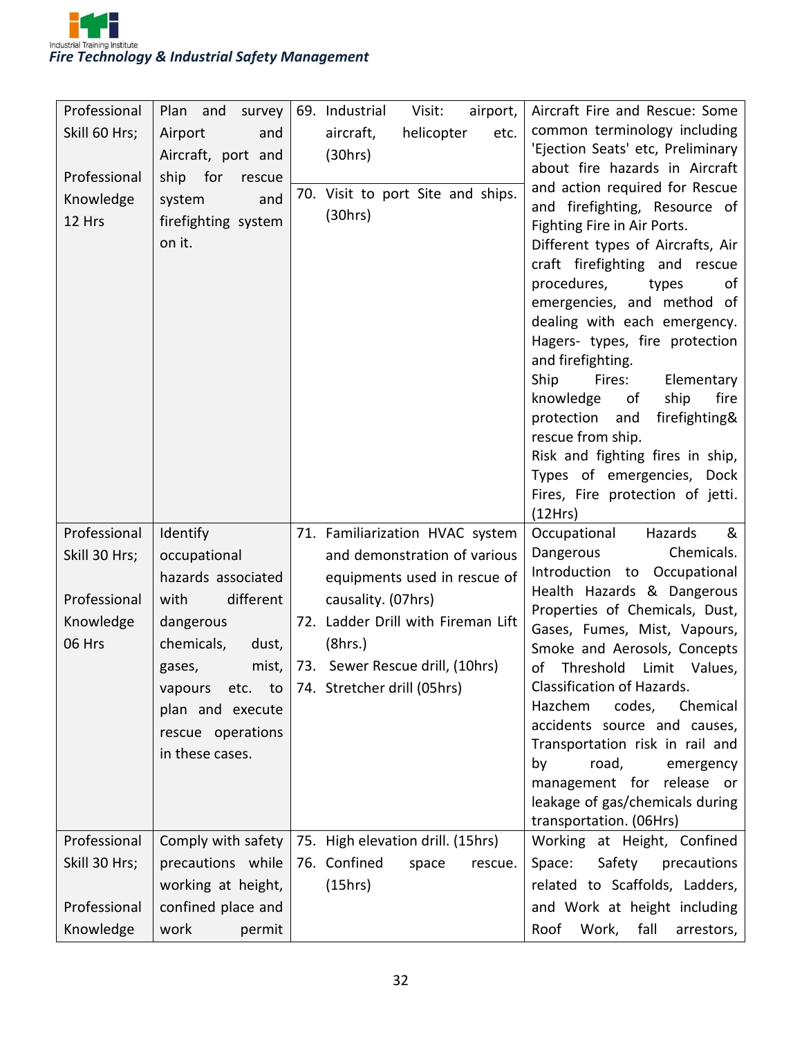| Professional Skill 60 Hrs; Professional Knowledge 12 Hrs | Plan and survey Airport and Aircraft, port and ship for rescue system and firefighting system on it. | 69. Industrial Visit: airport, aircraft, helicopter etc. (30hrs)<br>70. Visit to port Site and ships. (30hrs) | Aircraft Fire and Rescue: Some common terminology including 'Ejection Seats' etc, Preliminary about fire hazards in Aircraft and action required for Rescue and firefighting, Resource of Fighting Fire in Air Ports.<br>Different types of Aircrafts, Air craft firefighting and rescue procedures, types of emergencies, and method of dealing with each emergency. Hagers- types, fire protection and firefighting.<br>Ship Fires: Elementary knowledge of ship fire protection and firefighting& rescue from ship.<br>Risk and fighting fires in ship, Types of emergencies, Dock Fires, Fire protection of jetti. (12Hrs) |
|---|---|---|---|
| Professional Skill 30 Hrs; Professional Knowledge 06 Hrs | Identify occupational hazards associated with different dangerous chemicals, dust, gases, mist, vapours etc. to plan and execute rescue operations in these cases. | 71. Familiarization HVAC system and demonstration of various equipments used in rescue of causality. (07hrs)<br>72. Ladder Drill with Fireman Lift (8hrs.)<br>73. Sewer Rescue drill, (10hrs)<br>74. Stretcher drill (05hrs) | Occupational Hazards & Dangerous Chemicals. Introduction to Occupational Health Hazards & Dangerous Properties of Chemicals, Dust, Gases, Fumes, Mist, Vapours, Smoke and Aerosols, Concepts of Threshold Limit Values, Classification of Hazards.<br>Hazchem codes, Chemical accidents source and causes, Transportation risk in rail and by road, emergency management for release or leakage of gas/chemicals during transportation. (06Hrs) |
| Professional Skill 30 Hrs; Professional Knowledge | Comply with safety precautions while working at height, confined place and work permit | 75. High elevation drill. (15hrs)<br>76. Confined space rescue. (15hrs) | Working at Height, Confined Space: Safety precautions related to Scaffolds, Ladders, and Work at height including Roof Work, fall arrestors, |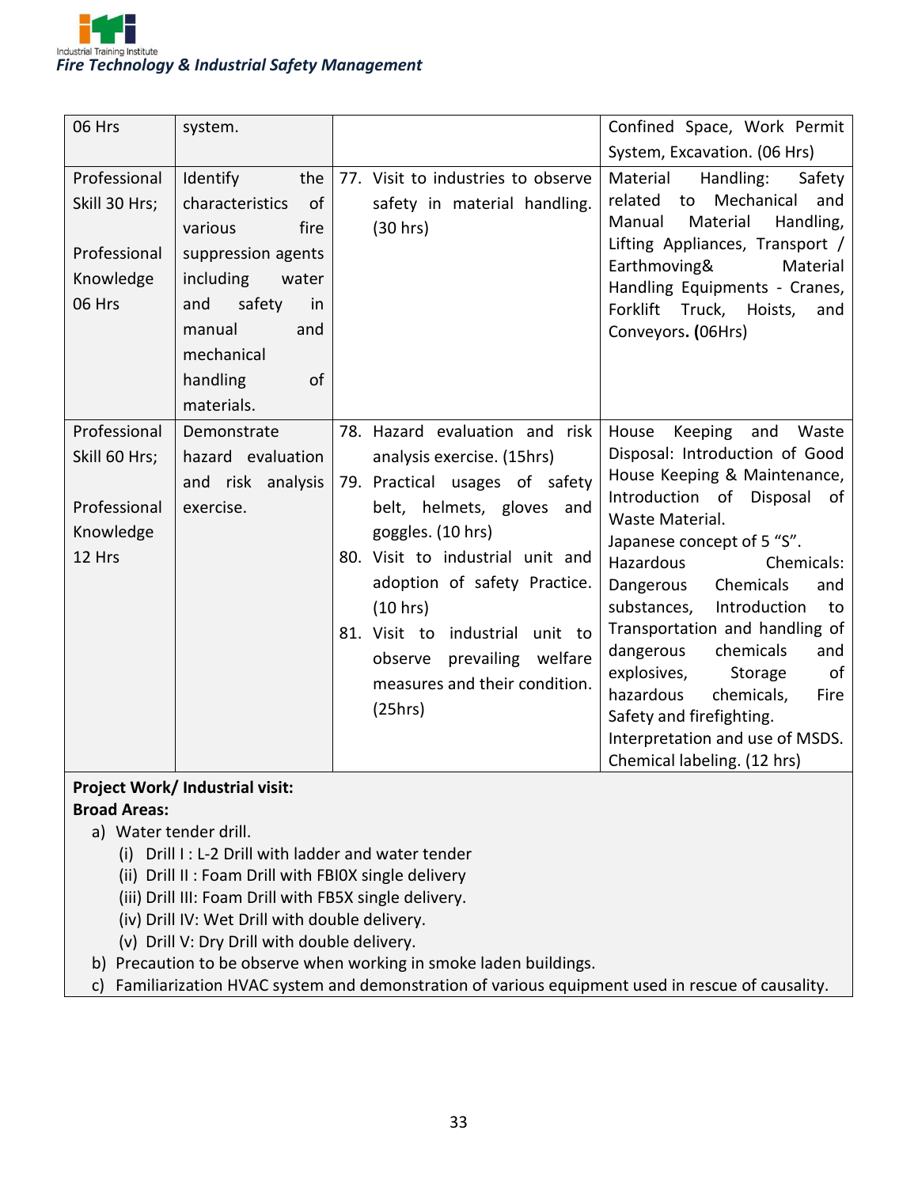| | | | |
|---|---|---|---|
| 06 Hrs | system. | | Confined Space, Work Permit System, Excavation. (06 Hrs) |
| Professional Skill 30 Hrs; Professional Knowledge 06 Hrs | Identify the characteristics of various fire suppression agents including water and safety in manual and mechanical handling of materials. | 77. Visit to industries to observe safety in material handling. (30 hrs) | Material Handling: Safety related to Mechanical and Manual Material Handling, Lifting Appliances, Transport / Earthmoving& Material Handling Equipments - Cranes, Forklift Truck, Hoists, and Conveyors. (06Hrs) |
| Professional Skill 60 Hrs; Professional Knowledge 12 Hrs | Demonstrate hazard evaluation and risk analysis exercise. | 78. Hazard evaluation and risk analysis exercise. (15hrs)<br>79. Practical usages of safety belt, helmets, gloves and goggles. (10 hrs)<br>80. Visit to industrial unit and adoption of safety Practice. (10 hrs)<br>81. Visit to industrial unit to observe prevailing welfare measures and their condition. (25hrs) | House Keeping and Waste Disposal: Introduction of Good House Keeping & Maintenance, Introduction of Disposal of Waste Material.<br>Japanese concept of 5 "S".<br>Hazardous Chemicals: Dangerous Chemicals and substances, Introduction to Transportation and handling of dangerous chemicals and explosives, Storage of hazardous chemicals, Fire Safety and firefighting.<br>Interpretation and use of MSDS.<br>Chemical labeling. (12 hrs) |

**Project Work/ Industrial visit:**

**Broad Areas:**

a) Water tender drill.
   (i) Drill I : L-2 Drill with ladder and water tender
   (ii) Drill II : Foam Drill with FBI0X single delivery
   (iii) Drill III: Foam Drill with FB5X single delivery.
   (iv) Drill IV: Wet Drill with double delivery.
   (v) Drill V: Dry Drill with double delivery.

b) Precaution to be observe when working in smoke laden buildings.

c) Familiarization HVAC system and demonstration of various equipment used in rescue of causality.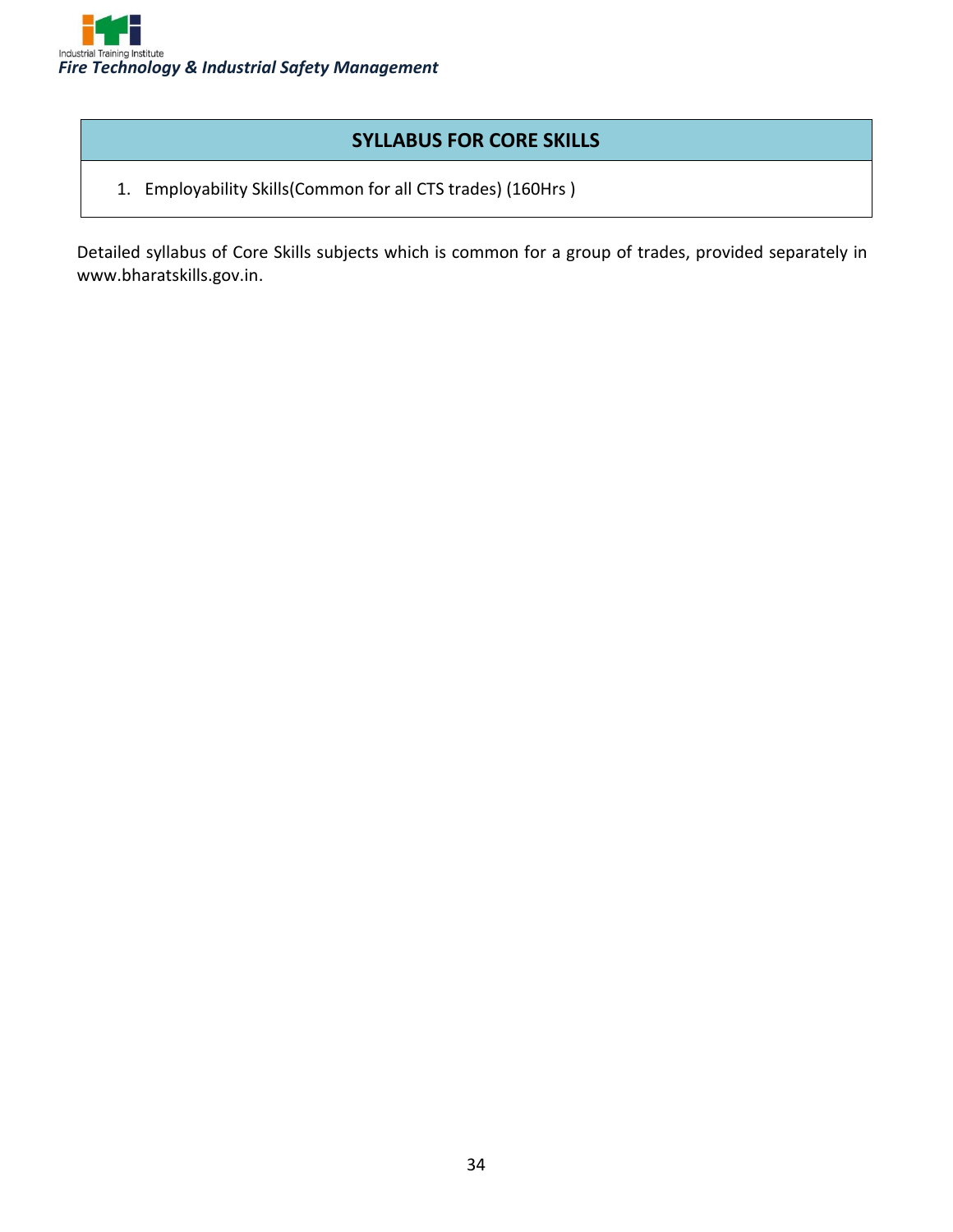## SYLLABUS FOR CORE SKILLS

1. Employability Skills(Common for all CTS trades) (160Hrs )

Detailed syllabus of Core Skills subjects which is common for a group of trades, provided separately in www.bharatskills.gov.in.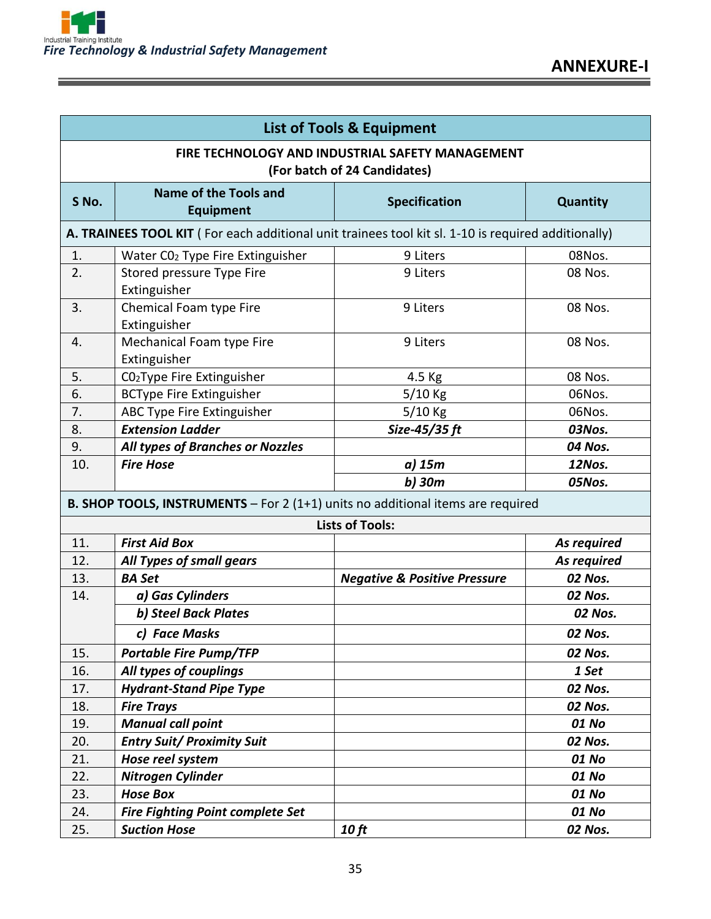## ANNEXURE-I

| List of Tools & Equipment | | | |
|---|---|---|---|
| **FIRE TECHNOLOGY AND INDUSTRIAL SAFETY MANAGEMENT (For batch of 24 Candidates)** | | | |
| **S No.** | **Name of the Tools and Equipment** | **Specification** | **Quantity** |
| **A. TRAINEES TOOL KIT** ( For each additional unit trainees tool kit sl. 1-10 is required additionally) | | | |
| 1. | Water $CO_2$ Type Fire Extinguisher | 9 Liters | 08Nos. |
| 2. | Stored pressure Type Fire Extinguisher | 9 Liters | 08 Nos. |
| 3. | Chemical Foam type Fire Extinguisher | 9 Liters | 08 Nos. |
| 4. | Mechanical Foam type Fire Extinguisher | 9 Liters | 08 Nos. |
| 5. | $CO_2$Type Fire Extinguisher | 4.5 Kg | 08 Nos. |
| 6. | BCType Fire Extinguisher | 5/10 Kg | 06Nos. |
| 7. | ABC Type Fire Extinguisher | 5/10 Kg | 06Nos. |
| 8. | ***Extension Ladder*** | ***Size-45/35 ft*** | ***03Nos.*** |
| 9. | ***All types of Branches or Nozzles*** | | ***04 Nos.*** |
| 10. | ***Fire Hose*** | ***a) 15m*** | ***12Nos.*** |
| | | ***b) 30m*** | ***05Nos.*** |
| **B. SHOP TOOLS, INSTRUMENTS** – For 2 (1+1) units no additional items are required | | | |
| **Lists of Tools:** | | | |
| 11. | ***First Aid Box*** | | ***As required*** |
| 12. | ***All Types of small gears*** | | ***As required*** |
| 13. | ***BA Set*** | ***Negative & Positive Pressure*** | ***02 Nos.*** |
| 14. | ***a) Gas Cylinders*** | | ***02 Nos.*** |
| | ***b) Steel Back Plates*** | | ***02 Nos.*** |
| | ***c) Face Masks*** | | ***02 Nos.*** |
| 15. | ***Portable Fire Pump/TFP*** | | ***02 Nos.*** |
| 16. | ***All types of couplings*** | | ***1 Set*** |
| 17. | ***Hydrant-Stand Pipe Type*** | | ***02 Nos.*** |
| 18. | ***Fire Trays*** | | ***02 Nos.*** |
| 19. | ***Manual call point*** | | ***01 No*** |
| 20. | ***Entry Suit/ Proximity Suit*** | | ***02 Nos.*** |
| 21. | ***Hose reel system*** | | ***01 No*** |
| 22. | ***Nitrogen Cylinder*** | | ***01 No*** |
| 23. | ***Hose Box*** | | ***01 No*** |
| 24. | ***Fire Fighting Point complete Set*** | | ***01 No*** |
| 25. | ***Suction Hose*** | ***10 ft*** | ***02 Nos.*** |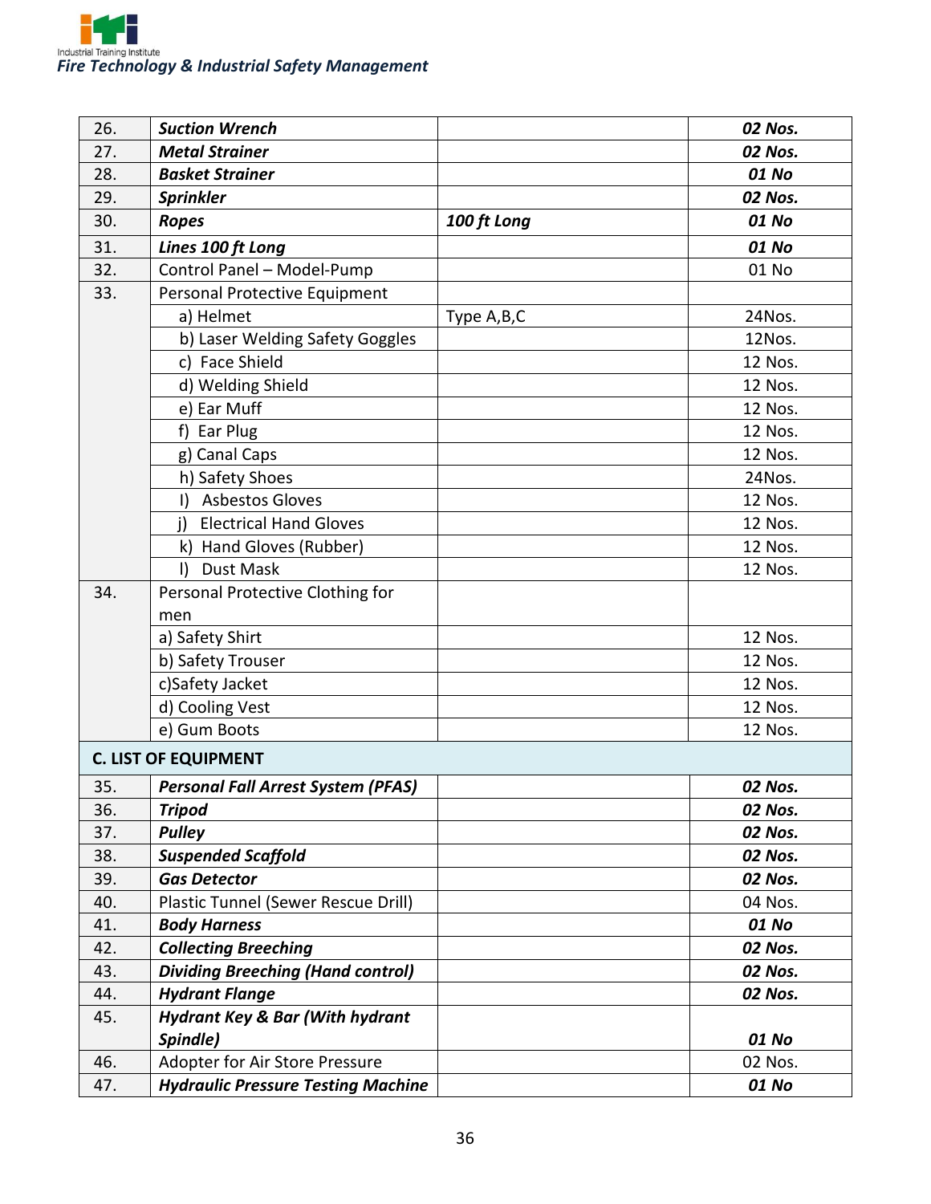| | | | |
|---|---|---|---|
| 26. | ***Suction Wrench*** | | ***02 Nos.*** |
| 27. | ***Metal Strainer*** | | ***02 Nos.*** |
| 28. | ***Basket Strainer*** | | ***01 No*** |
| 29. | ***Sprinkler*** | | ***02 Nos.*** |
| 30. | ***Ropes*** | ***100 ft Long*** | ***01 No*** |
| 31. | ***Lines 100 ft Long*** | | ***01 No*** |
| 32. | Control Panel – Model-Pump | | 01 No |
| 33. | Personal Protective Equipment | | |
| | a) Helmet | Type A,B,C | 24Nos. |
| | b) Laser Welding Safety Goggles | | 12Nos. |
| | c) Face Shield | | 12 Nos. |
| | d) Welding Shield | | 12 Nos. |
| | e) Ear Muff | | 12 Nos. |
| | f) Ear Plug | | 12 Nos. |
| | g) Canal Caps | | 12 Nos. |
| | h) Safety Shoes | | 24Nos. |
| | I) Asbestos Gloves | | 12 Nos. |
| | j) Electrical Hand Gloves | | 12 Nos. |
| | k) Hand Gloves (Rubber) | | 12 Nos. |
| | l) Dust Mask | | 12 Nos. |
| 34. | Personal Protective Clothing for men | | |
| | a) Safety Shirt | | 12 Nos. |
| | b) Safety Trouser | | 12 Nos. |
| | c)Safety Jacket | | 12 Nos. |
| | d) Cooling Vest | | 12 Nos. |
| | e) Gum Boots | | 12 Nos. |
| **C. LIST OF EQUIPMENT** | | | |
| 35. | ***Personal Fall Arrest System (PFAS)*** | | ***02 Nos.*** |
| 36. | ***Tripod*** | | ***02 Nos.*** |
| 37. | ***Pulley*** | | ***02 Nos.*** |
| 38. | ***Suspended Scaffold*** | | ***02 Nos.*** |
| 39. | ***Gas Detector*** | | ***02 Nos.*** |
| 40. | Plastic Tunnel (Sewer Rescue Drill) | | 04 Nos. |
| 41. | ***Body Harness*** | | ***01 No*** |
| 42. | ***Collecting Breeching*** | | ***02 Nos.*** |
| 43. | ***Dividing Breeching (Hand control)*** | | ***02 Nos.*** |
| 44. | ***Hydrant Flange*** | | ***02 Nos.*** |
| 45. | ***Hydrant Key & Bar (With hydrant Spindle)*** | | ***01 No*** |
| 46. | Adopter for Air Store Pressure | | 02 Nos. |
| 47. | ***Hydraulic Pressure Testing Machine*** | | ***01 No*** |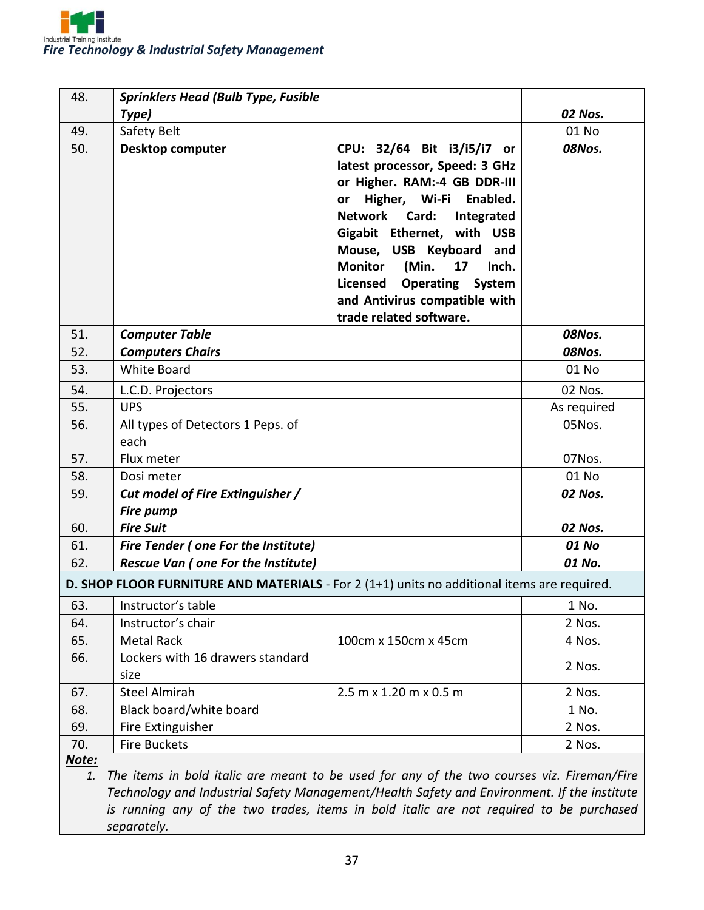| | | | |
|---|---|---|---|
| 48. | ***Sprinklers Head (Bulb Type, Fusible Type)*** | | ***02 Nos.*** |
| 49. | Safety Belt | | 01 No |
| 50. | **Desktop computer** | **CPU: 32/64 Bit i3/i5/i7 or latest processor, Speed: 3 GHz or Higher. RAM:-4 GB DDR-III or Higher, Wi-Fi Enabled. Network Card: Integrated Gigabit Ethernet, with USB Mouse, USB Keyboard and Monitor (Min. 17 Inch. Licensed Operating System and Antivirus compatible with trade related software.** | ***08Nos.*** |
| 51. | ***Computer Table*** | | ***08Nos.*** |
| 52. | ***Computers Chairs*** | | ***08Nos.*** |
| 53. | White Board | | 01 No |
| 54. | L.C.D. Projectors | | 02 Nos. |
| 55. | UPS | | As required |
| 56. | All types of Detectors 1 Peps. of each | | 05Nos. |
| 57. | Flux meter | | 07Nos. |
| 58. | Dosi meter | | 01 No |
| 59. | ***Cut model of Fire Extinguisher / Fire pump*** | | ***02 Nos.*** |
| 60. | ***Fire Suit*** | | ***02 Nos.*** |
| 61. | ***Fire Tender ( one For the Institute)*** | | ***01 No*** |
| 62. | ***Rescue Van ( one For the Institute)*** | | ***01 No.*** |
| **D. SHOP FLOOR FURNITURE AND MATERIALS** - For 2 (1+1) units no additional items are required. | | | |
| 63. | Instructor's table | | 1 No. |
| 64. | Instructor's chair | | 2 Nos. |
| 65. | Metal Rack | 100cm x 150cm x 45cm | 4 Nos. |
| 66. | Lockers with 16 drawers standard size | | 2 Nos. |
| 67. | Steel Almirah | 2.5 m x 1.20 m x 0.5 m | 2 Nos. |
| 68. | Black board/white board | | 1 No. |
| 69. | Fire Extinguisher | | 2 Nos. |
| 70. | Fire Buckets | | 2 Nos. |

***Note:***

1. *The items in bold italic are meant to be used for any of the two courses viz. Fireman/Fire Technology and Industrial Safety Management/Health Safety and Environment. If the institute is running any of the two trades, items in bold italic are not required to be purchased separately.*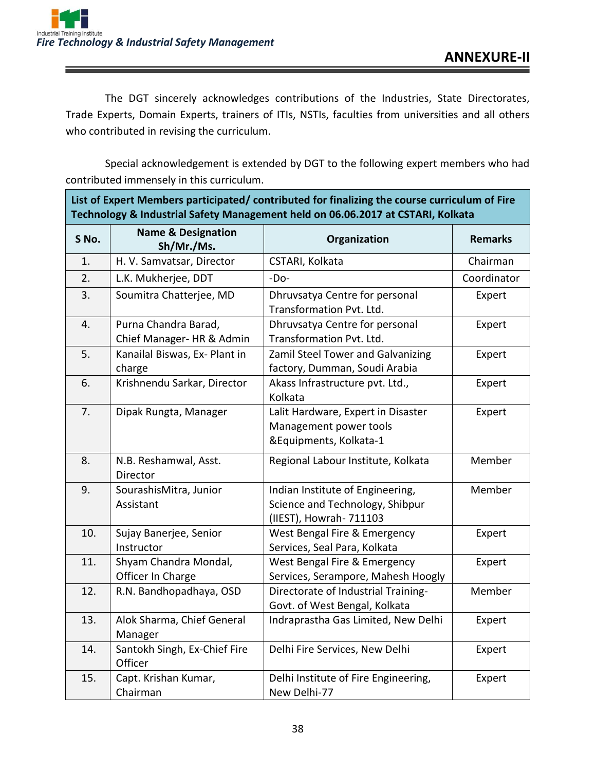# ANNEXURE-II

The DGT sincerely acknowledges contributions of the Industries, State Directorates, Trade Experts, Domain Experts, trainers of ITIs, NSTIs, faculties from universities and all others who contributed in revising the curriculum.

Special acknowledgement is extended by DGT to the following expert members who had contributed immensely in this curriculum.

| List of Expert Members participated/ contributed for finalizing the course curriculum of Fire Technology & Industrial Safety Management held on 06.06.2017 at CSTARI, Kolkata | | | |
|---|---|---|---|
| **S No.** | **Name & Designation Sh/Mr./Ms.** | **Organization** | **Remarks** |
| 1. | H. V. Samvatsar, Director | CSTARI, Kolkata | Chairman |
| 2. | L.K. Mukherjee, DDT | -Do- | Coordinator |
| 3. | Soumitra Chatterjee, MD | Dhruvsatya Centre for personal Transformation Pvt. Ltd. | Expert |
| 4. | Purna Chandra Barad, Chief Manager- HR & Admin | Dhruvsatya Centre for personal Transformation Pvt. Ltd. | Expert |
| 5. | Kanailal Biswas, Ex- Plant in charge | Zamil Steel Tower and Galvanizing factory, Dumman, Soudi Arabia | Expert |
| 6. | Krishnendu Sarkar, Director | Akass Infrastructure pvt. Ltd., Kolkata | Expert |
| 7. | Dipak Rungta, Manager | Lalit Hardware, Expert in Disaster Management power tools &Equipments, Kolkata-1 | Expert |
| 8. | N.B. Reshamwal, Asst. Director | Regional Labour Institute, Kolkata | Member |
| 9. | SourashisMitra, Junior Assistant | Indian Institute of Engineering, Science and Technology, Shibpur (IIEST), Howrah- 711103 | Member |
| 10. | Sujay Banerjee, Senior Instructor | West Bengal Fire & Emergency Services, Seal Para, Kolkata | Expert |
| 11. | Shyam Chandra Mondal, Officer In Charge | West Bengal Fire & Emergency Services, Serampore, Mahesh Hoogly | Expert |
| 12. | R.N. Bandhopadhaya, OSD | Directorate of Industrial Training- Govt. of West Bengal, Kolkata | Member |
| 13. | Alok Sharma, Chief General Manager | Indraprastha Gas Limited, New Delhi | Expert |
| 14. | Santokh Singh, Ex-Chief Fire Officer | Delhi Fire Services, New Delhi | Expert |
| 15. | Capt. Krishan Kumar, Chairman | Delhi Institute of Fire Engineering, New Delhi-77 | Expert |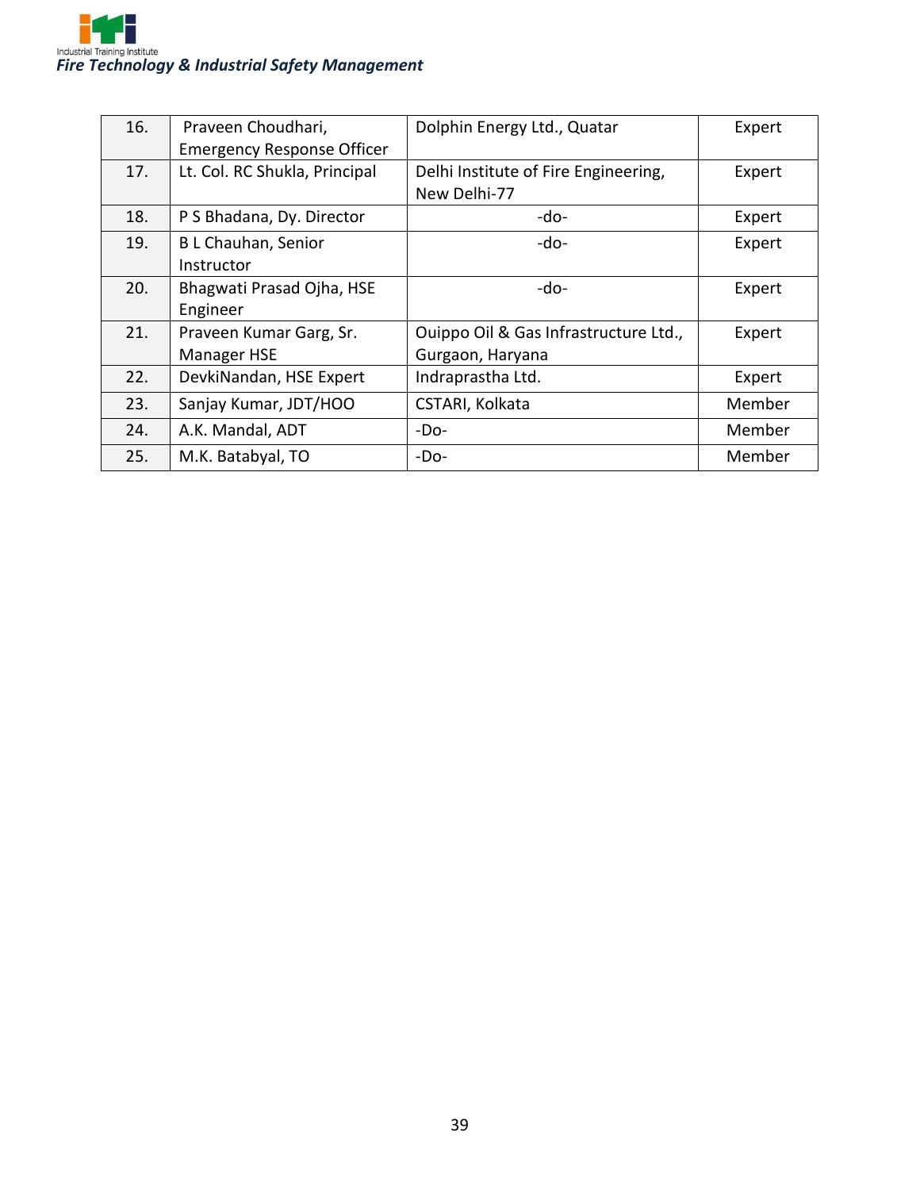| 16. | Praveen Choudhari, Emergency Response Officer | Dolphin Energy Ltd., Quatar | Expert |
|---|---|---|---|
| 17. | Lt. Col. RC Shukla, Principal | Delhi Institute of Fire Engineering, New Delhi-77 | Expert |
| 18. | P S Bhadana, Dy. Director | -do- | Expert |
| 19. | B L Chauhan, Senior Instructor | -do- | Expert |
| 20. | Bhagwati Prasad Ojha, HSE Engineer | -do- | Expert |
| 21. | Praveen Kumar Garg, Sr. Manager HSE | Ouippo Oil & Gas Infrastructure Ltd., Gurgaon, Haryana | Expert |
| 22. | DevkiNandan, HSE Expert | Indraprastha Ltd. | Expert |
| 23. | Sanjay Kumar, JDT/HOO | CSTARI, Kolkata | Member |
| 24. | A.K. Mandal, ADT | -Do- | Member |
| 25. | M.K. Batabyal, TO | -Do- | Member |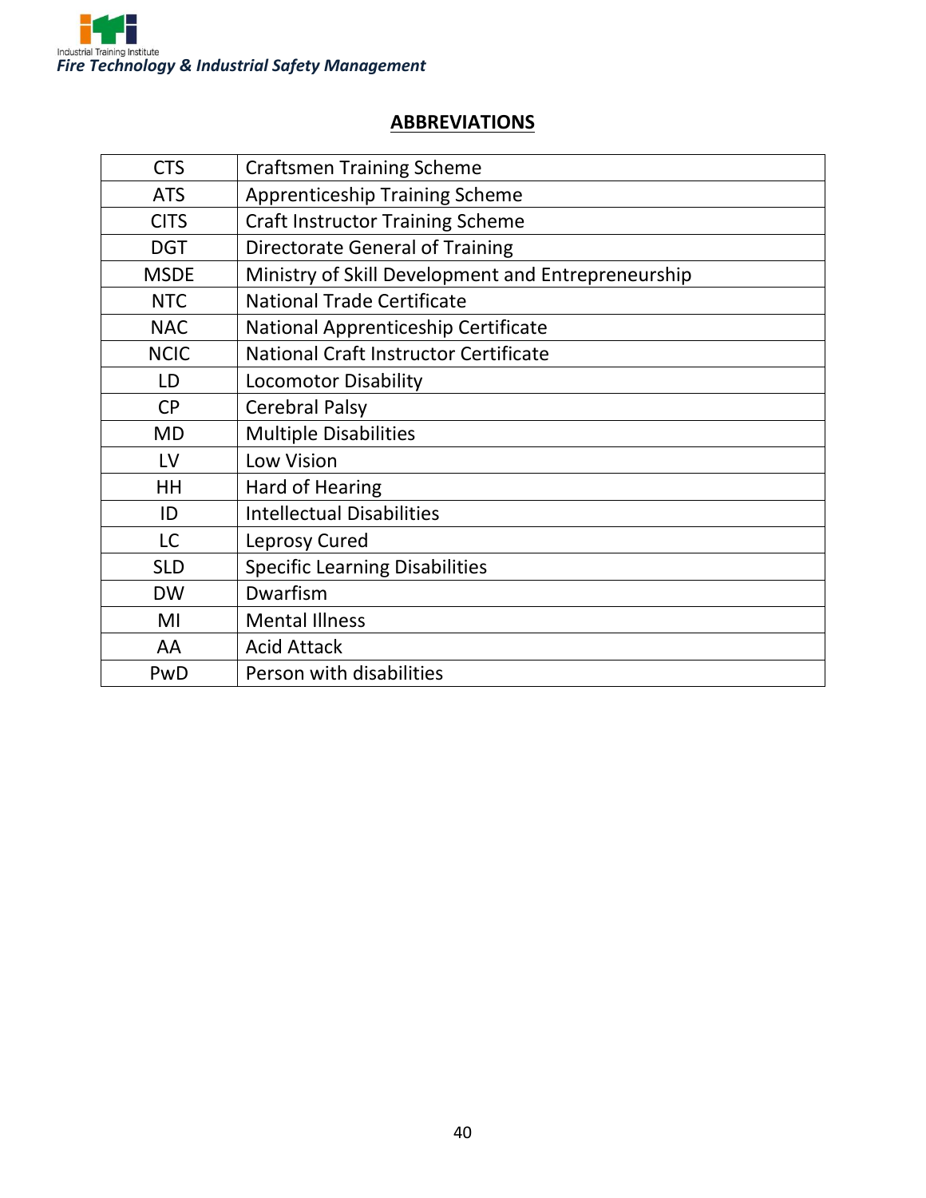## ABBREVIATIONS

| | |
|---|---|
| CTS | Craftsmen Training Scheme |
| ATS | Apprenticeship Training Scheme |
| CITS | Craft Instructor Training Scheme |
| DGT | Directorate General of Training |
| MSDE | Ministry of Skill Development and Entrepreneurship |
| NTC | National Trade Certificate |
| NAC | National Apprenticeship Certificate |
| NCIC | National Craft Instructor Certificate |
| LD | Locomotor Disability |
| CP | Cerebral Palsy |
| MD | Multiple Disabilities |
| LV | Low Vision |
| HH | Hard of Hearing |
| ID | Intellectual Disabilities |
| LC | Leprosy Cured |
| SLD | Specific Learning Disabilities |
| DW | Dwarfism |
| MI | Mental Illness |
| AA | Acid Attack |
| PwD | Person with disabilities |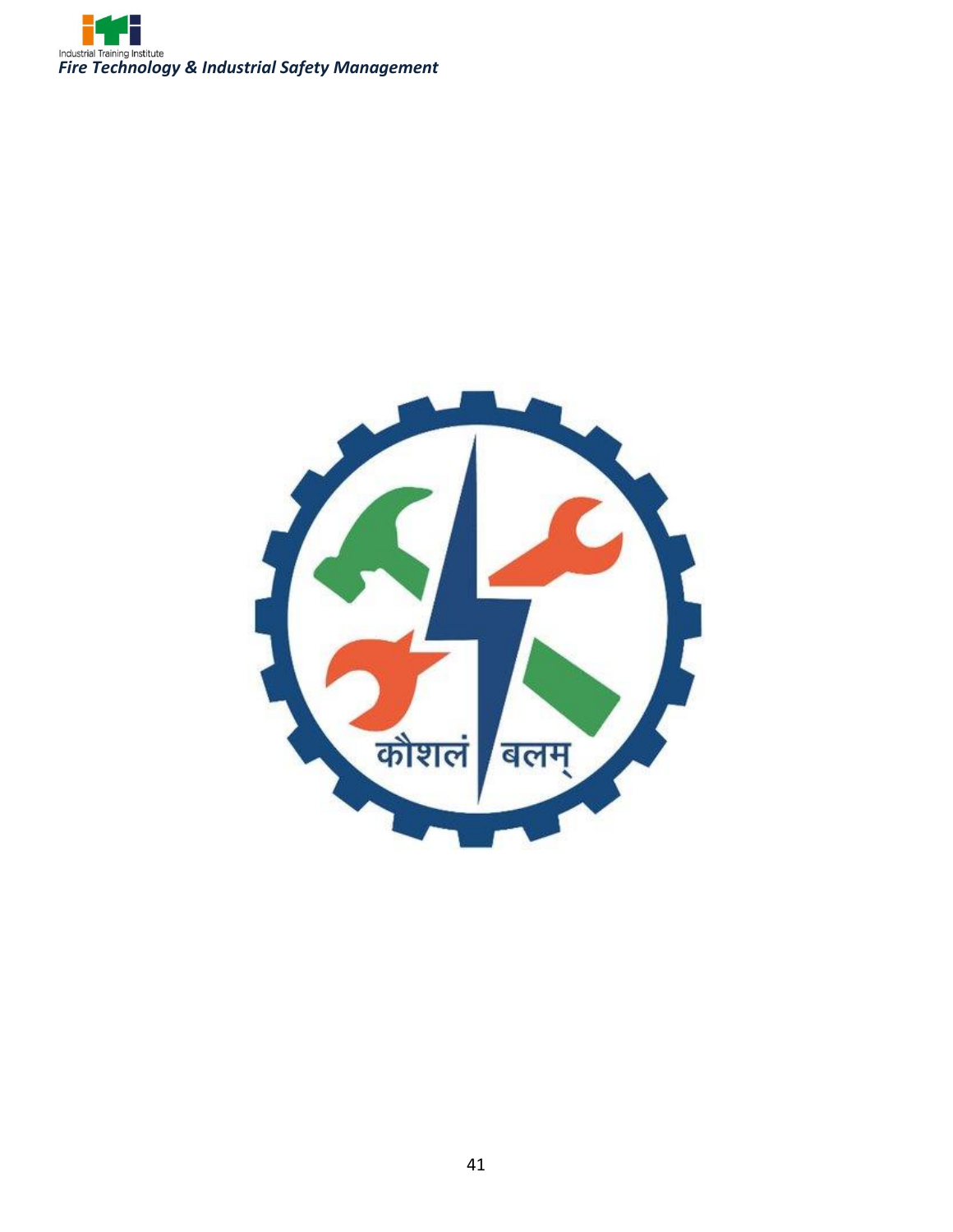कौशलं बलम्